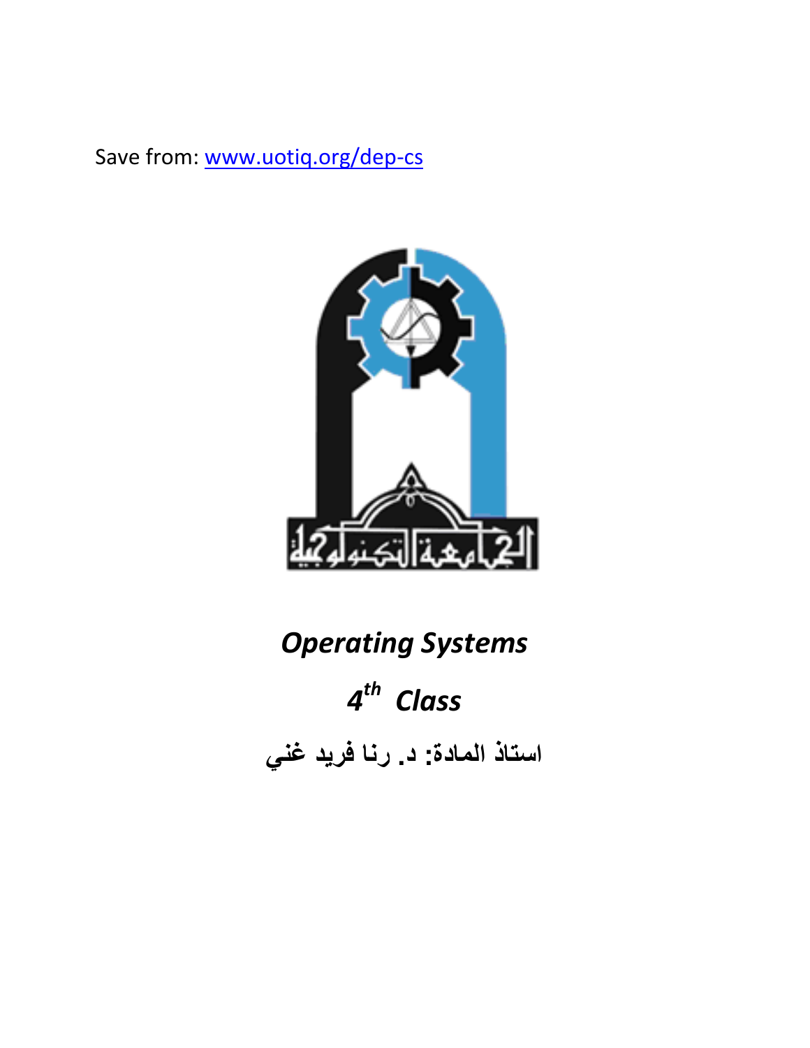Save from: [www.uotiq.org/dep-cs](http://www.uotiq.org/dep-cs)

# *Operating Systems*

## *4th Class*

**استاذ المادة: د. رنا فريد غني**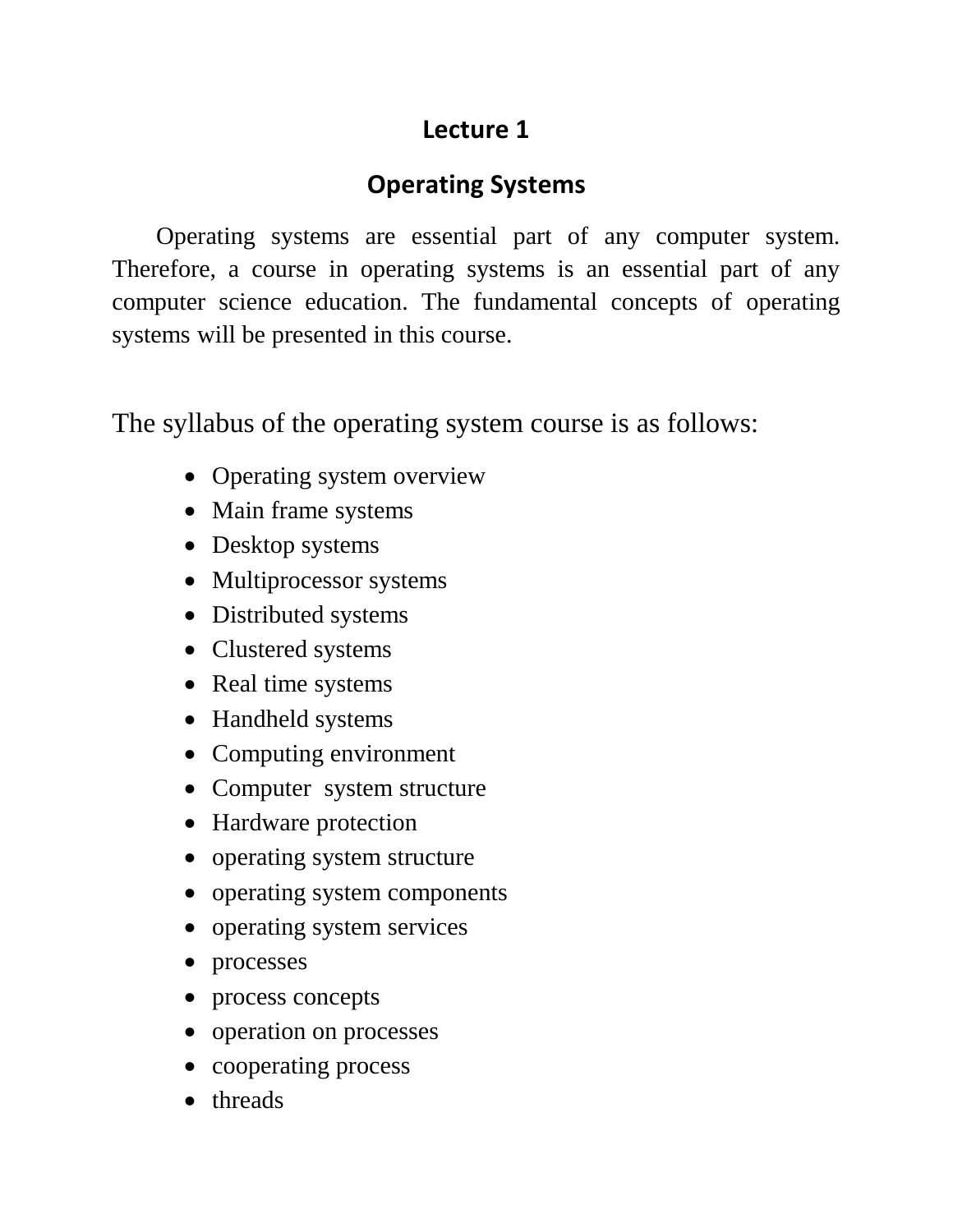# Lecture 1

## Operating Systems

Operating systems are essential part of any computer system. Therefore, a course in operating systems is an essential part of any computer science education. The fundamental concepts of operating systems will be presented in this course.

The syllabus of the operating system course is as follows:

- Operating system overview
- Main frame systems
- Desktop systems
- Multiprocessor systems
- Distributed systems
- Clustered systems
- Real time systems
- Handheld systems
- Computing environment
- Computer system structure
- Hardware protection
- operating system structure
- operating system components
- operating system services
- processes
- process concepts
- operation on processes
- cooperating process
- threads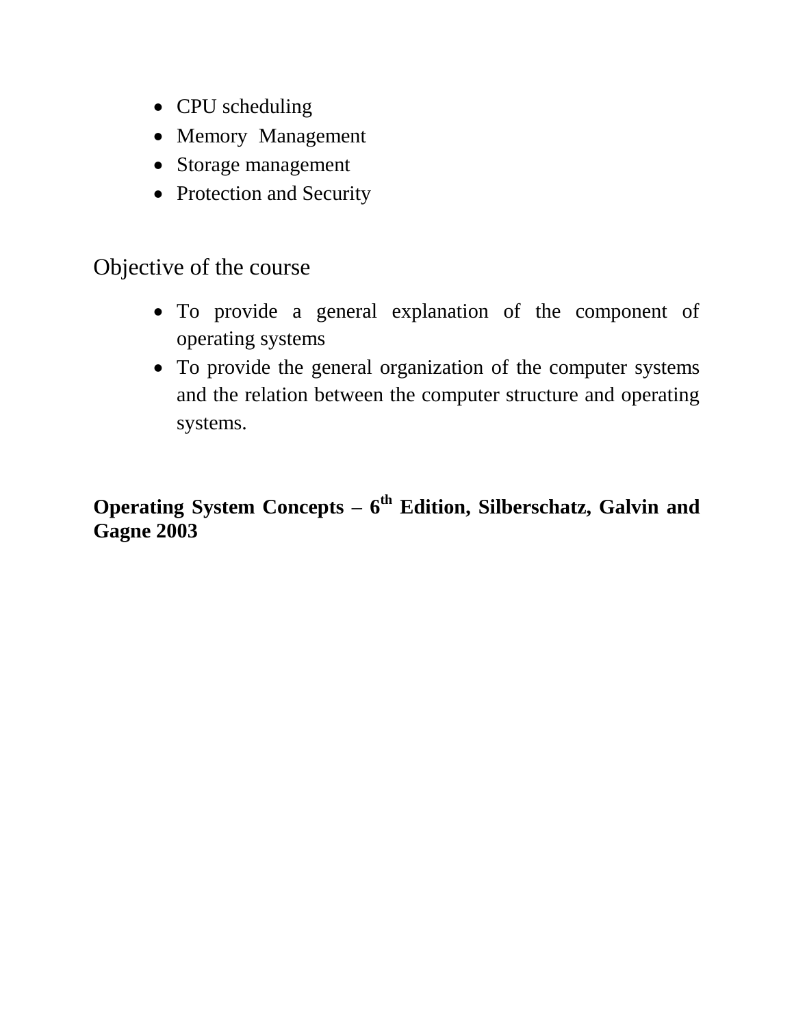- CPU scheduling
- Memory Management
- Storage management
- Protection and Security

## Objective of the course

- To provide a general explanation of the component of operating systems
- To provide the general organization of the computer systems and the relation between the computer structure and operating systems.

**Operating System Concepts – 6th Edition, Silberschatz, Galvin and Gagne 2003**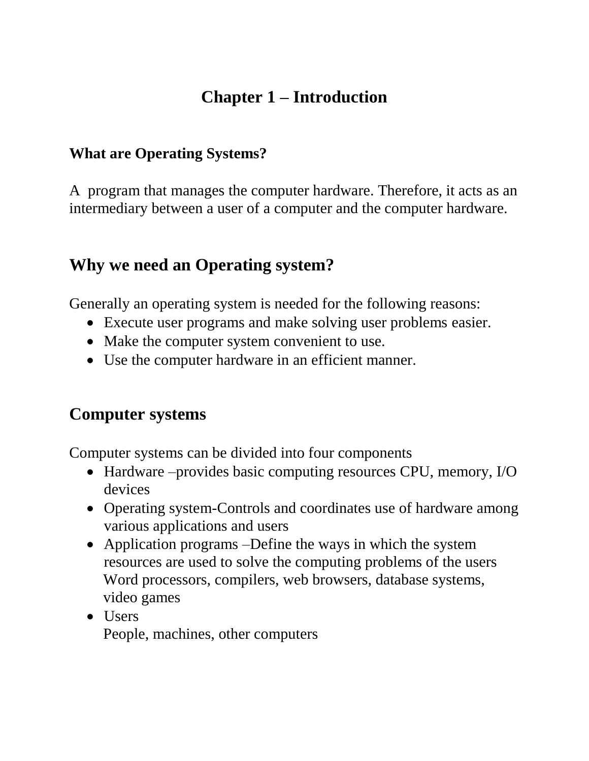# Chapter 1 – Introduction

### What are Operating Systems?

A program that manages the computer hardware. Therefore, it acts as an intermediary between a user of a computer and the computer hardware.

## Why we need an Operating system?

Generally an operating system is needed for the following reasons:

- Execute user programs and make solving user problems easier.
- Make the computer system convenient to use.
- Use the computer hardware in an efficient manner.

## Computer systems

Computer systems can be divided into four components

- Hardware –provides basic computing resources CPU, memory, I/O devices
- Operating system-Controls and coordinates use of hardware among various applications and users
- Application programs –Define the ways in which the system resources are used to solve the computing problems of the users
  Word processors, compilers, web browsers, database systems, video games
- Users
  People, machines, other computers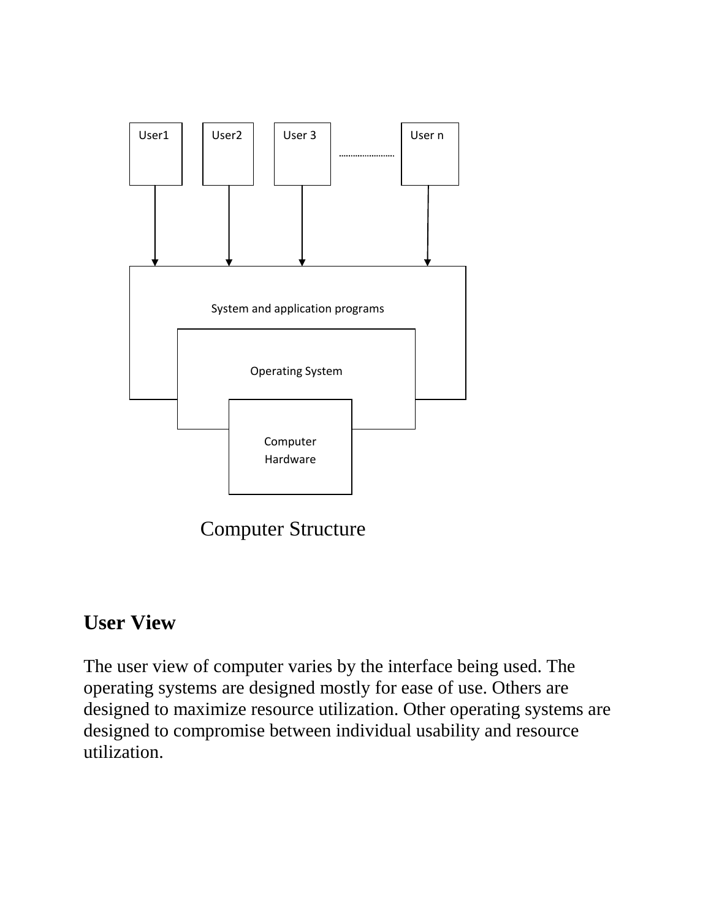User1 User2 User 3 ........................ User n

System and application programs

Operating System

Computer Hardware

Computer Structure

## User View

The user view of computer varies by the interface being used. The operating systems are designed mostly for ease of use. Others are designed to maximize resource utilization. Other operating systems are designed to compromise between individual usability and resource utilization.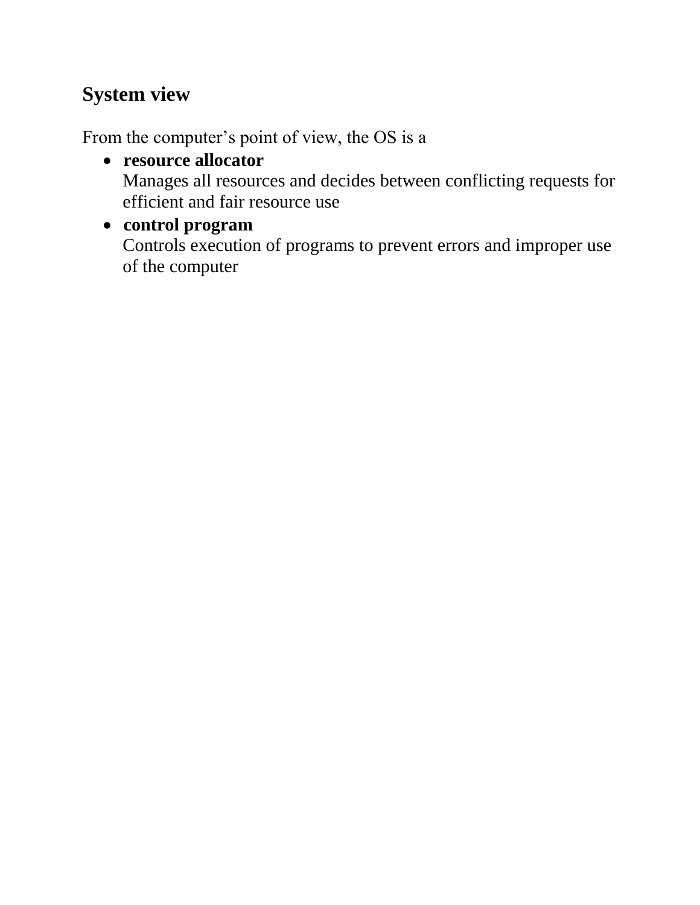## System view

From the computer's point of view, the OS is a

- **resource allocator**
  Manages all resources and decides between conflicting requests for efficient and fair resource use
- **control program**
  Controls execution of programs to prevent errors and improper use of the computer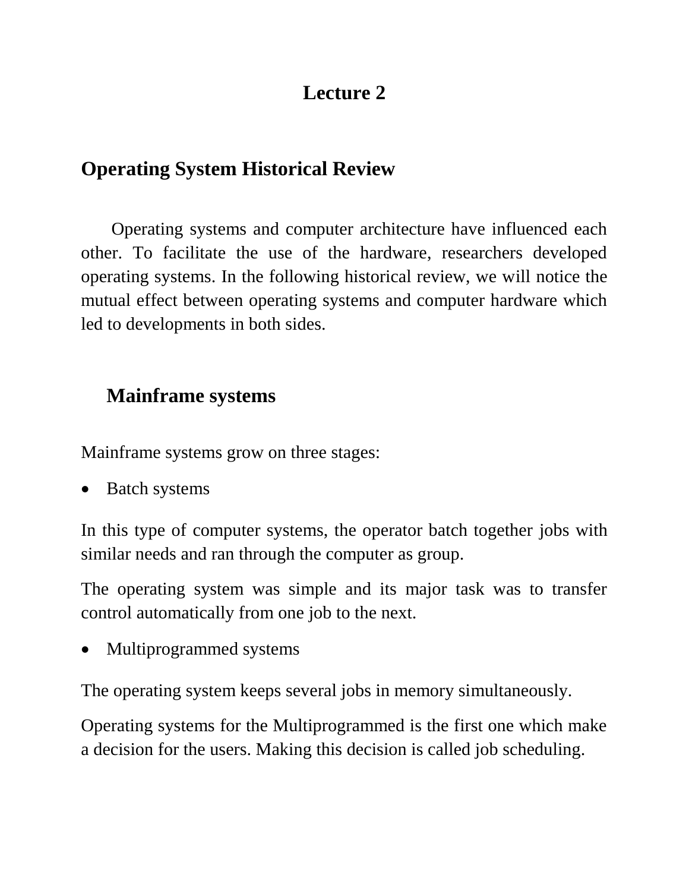# Lecture 2

## Operating System Historical Review

Operating systems and computer architecture have influenced each other. To facilitate the use of the hardware, researchers developed operating systems. In the following historical review, we will notice the mutual effect between operating systems and computer hardware which led to developments in both sides.

### Mainframe systems

Mainframe systems grow on three stages:

- Batch systems

In this type of computer systems, the operator batch together jobs with similar needs and ran through the computer as group.

The operating system was simple and its major task was to transfer control automatically from one job to the next.

- Multiprogrammed systems

The operating system keeps several jobs in memory simultaneously.

Operating systems for the Multiprogrammed is the first one which make a decision for the users. Making this decision is called job scheduling.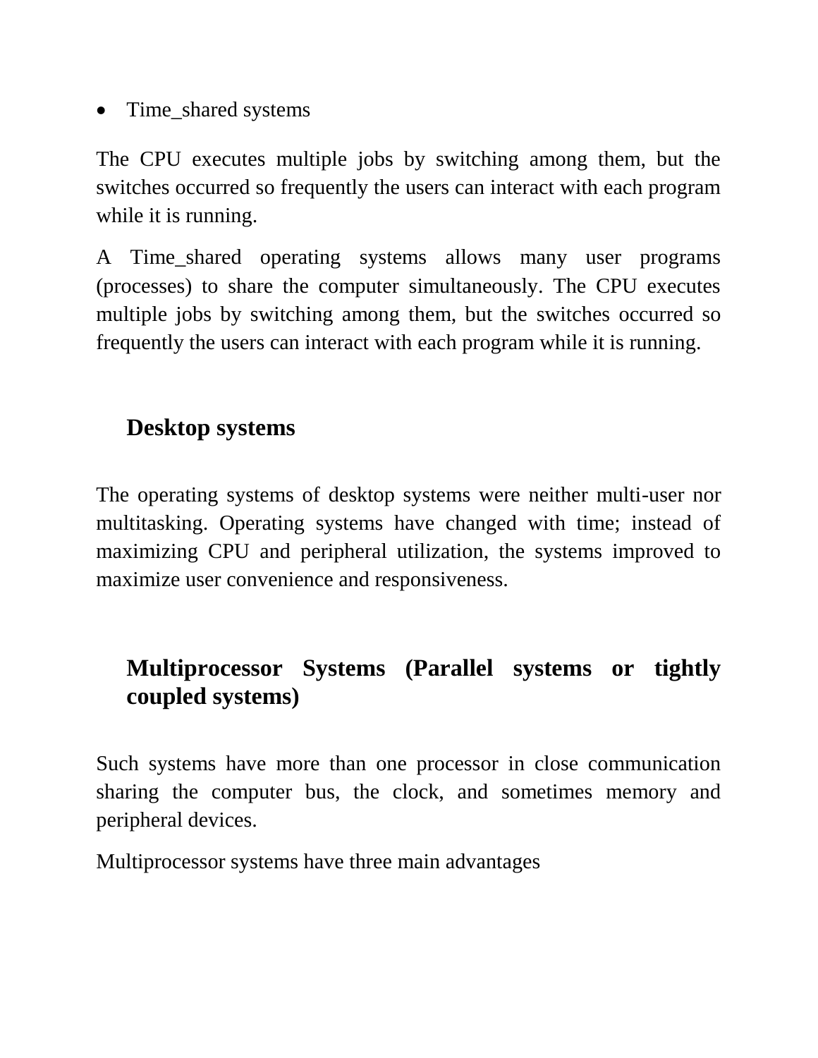- Time_shared systems

The CPU executes multiple jobs by switching among them, but the switches occurred so frequently the users can interact with each program while it is running.

A Time_shared operating systems allows many user programs (processes) to share the computer simultaneously. The CPU executes multiple jobs by switching among them, but the switches occurred so frequently the users can interact with each program while it is running.

### Desktop systems

The operating systems of desktop systems were neither multi-user nor multitasking. Operating systems have changed with time; instead of maximizing CPU and peripheral utilization, the systems improved to maximize user convenience and responsiveness.

### Multiprocessor Systems (Parallel systems or tightly coupled systems)

Such systems have more than one processor in close communication sharing the computer bus, the clock, and sometimes memory and peripheral devices.

Multiprocessor systems have three main advantages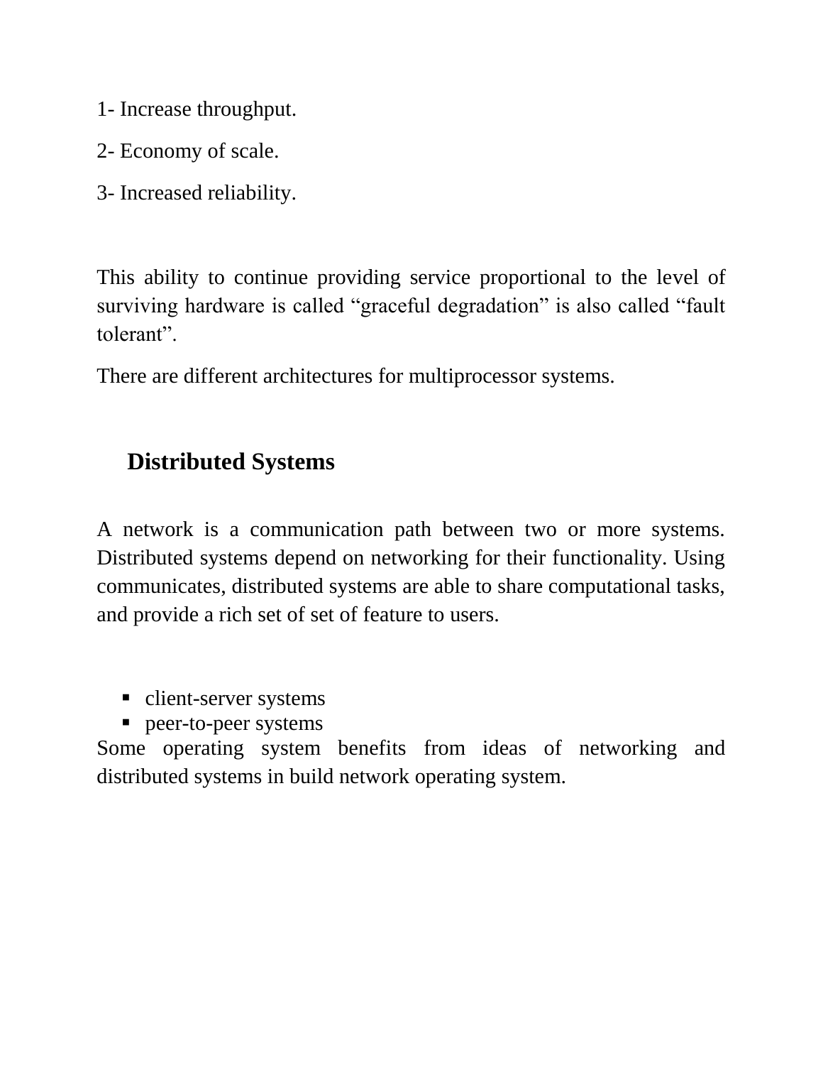1- Increase throughput.

2- Economy of scale.

3- Increased reliability.

This ability to continue providing service proportional to the level of surviving hardware is called “graceful degradation” is also called “fault tolerant”.

There are different architectures for multiprocessor systems.

## Distributed Systems

A network is a communication path between two or more systems. Distributed systems depend on networking for their functionality. Using communicates, distributed systems are able to share computational tasks, and provide a rich set of set of feature to users.

- client-server systems
- peer-to-peer systems

Some operating system benefits from ideas of networking and distributed systems in build network operating system.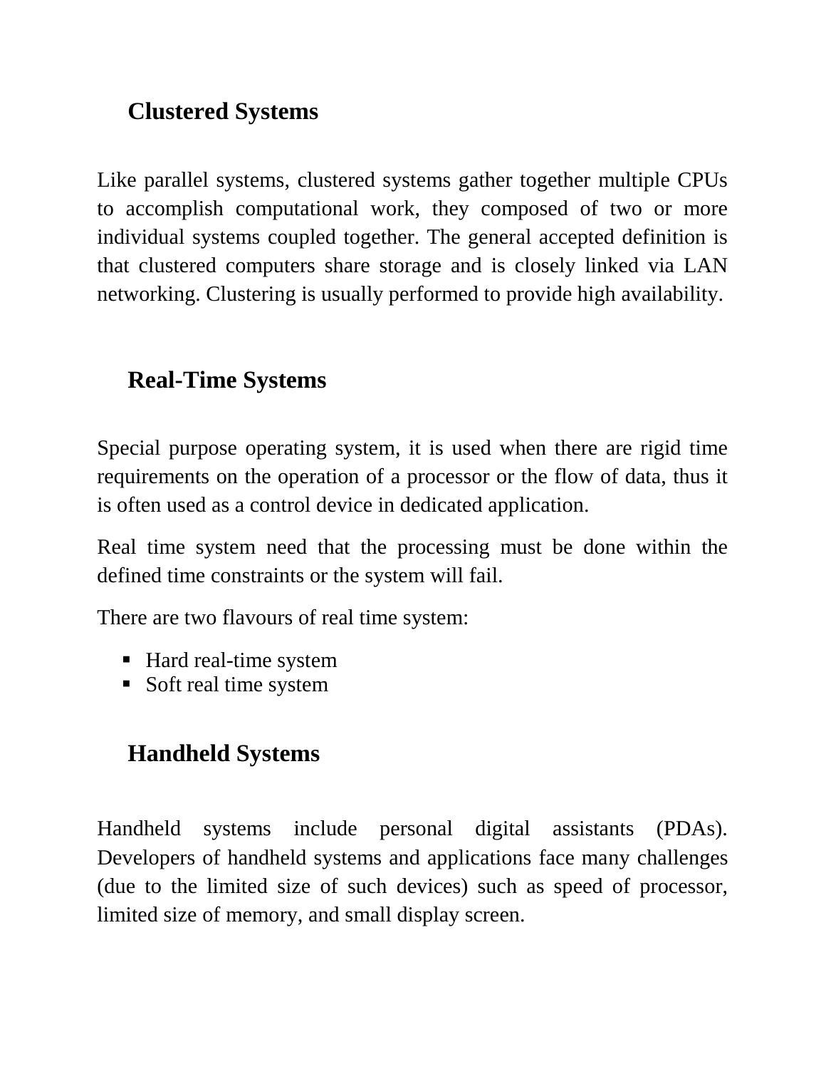## Clustered Systems

Like parallel systems, clustered systems gather together multiple CPUs to accomplish computational work, they composed of two or more individual systems coupled together. The general accepted definition is that clustered computers share storage and is closely linked via LAN networking. Clustering is usually performed to provide high availability.

## Real-Time Systems

Special purpose operating system, it is used when there are rigid time requirements on the operation of a processor or the flow of data, thus it is often used as a control device in dedicated application.

Real time system need that the processing must be done within the defined time constraints or the system will fail.

There are two flavours of real time system:

- Hard real-time system
- Soft real time system

## Handheld Systems

Handheld systems include personal digital assistants (PDAs). Developers of handheld systems and applications face many challenges (due to the limited size of such devices) such as speed of processor, limited size of memory, and small display screen.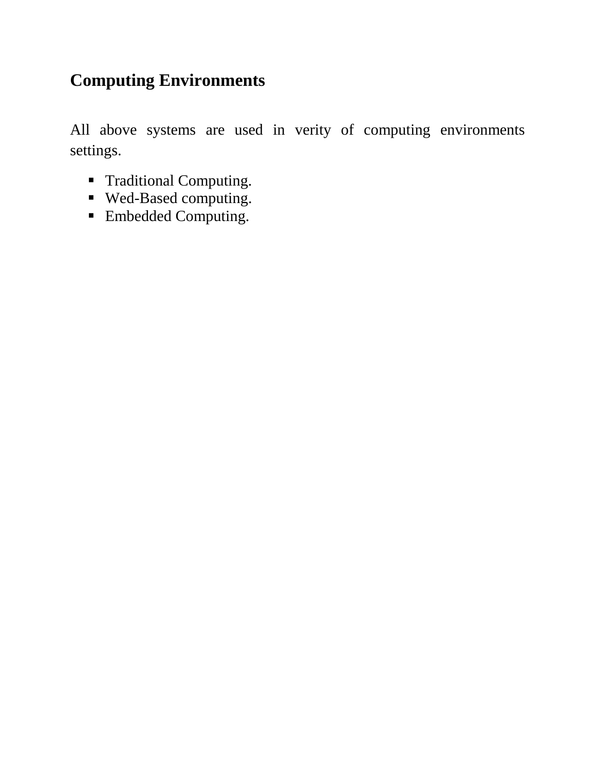## Computing Environments

All above systems are used in verity of computing environments settings.

- Traditional Computing.
- Wed-Based computing.
- Embedded Computing.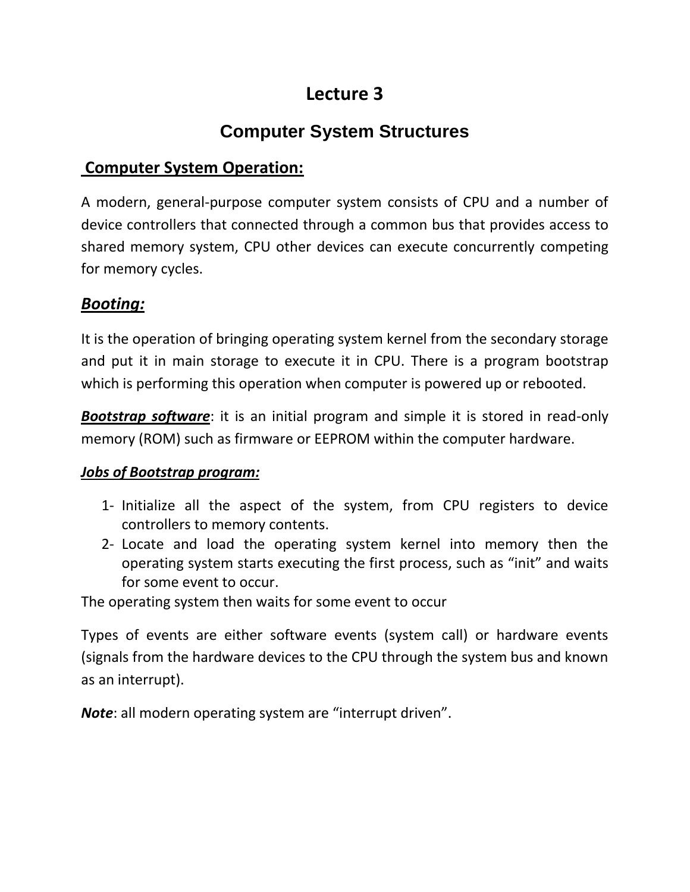# Lecture 3

## Computer System Structures

### Computer System Operation:

A modern, general-purpose computer system consists of CPU and a number of device controllers that connected through a common bus that provides access to shared memory system, CPU other devices can execute concurrently competing for memory cycles.

### ***Booting:***

It is the operation of bringing operating system kernel from the secondary storage and put it in main storage to execute it in CPU. There is a program bootstrap which is performing this operation when computer is powered up or rebooted.

***Bootstrap software***: it is an initial program and simple it is stored in read-only memory (ROM) such as firmware or EEPROM within the computer hardware.

***Jobs of Bootstrap program:***

1- Initialize all the aspect of the system, from CPU registers to device controllers to memory contents.
2- Locate and load the operating system kernel into memory then the operating system starts executing the first process, such as "init" and waits for some event to occur.

The operating system then waits for some event to occur

Types of events are either software events (system call) or hardware events (signals from the hardware devices to the CPU through the system bus and known as an interrupt).

***Note***: all modern operating system are "interrupt driven".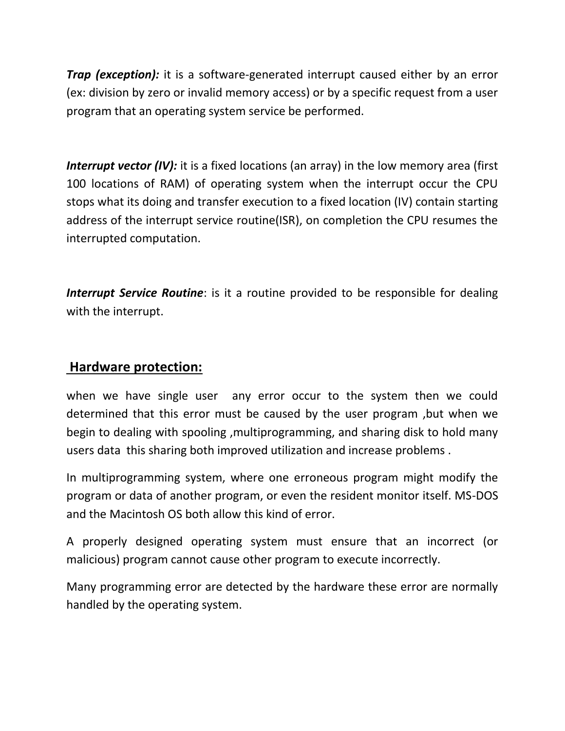***Trap (exception):*** it is a software-generated interrupt caused either by an error (ex: division by zero or invalid memory access) or by a specific request from a user program that an operating system service be performed.

***Interrupt vector (IV):*** it is a fixed locations (an array) in the low memory area (first 100 locations of RAM) of operating system when the interrupt occur the CPU stops what its doing and transfer execution to a fixed location (IV) contain starting address of the interrupt service routine(ISR), on completion the CPU resumes the interrupted computation.

***Interrupt Service Routine***: is it a routine provided to be responsible for dealing with the interrupt.

## Hardware protection:

when we have single user any error occur to the system then we could determined that this error must be caused by the user program ,but when we begin to dealing with spooling ,multiprogramming, and sharing disk to hold many users data this sharing both improved utilization and increase problems .

In multiprogramming system, where one erroneous program might modify the program or data of another program, or even the resident monitor itself. MS-DOS and the Macintosh OS both allow this kind of error.

A properly designed operating system must ensure that an incorrect (or malicious) program cannot cause other program to execute incorrectly.

Many programming error are detected by the hardware these error are normally handled by the operating system.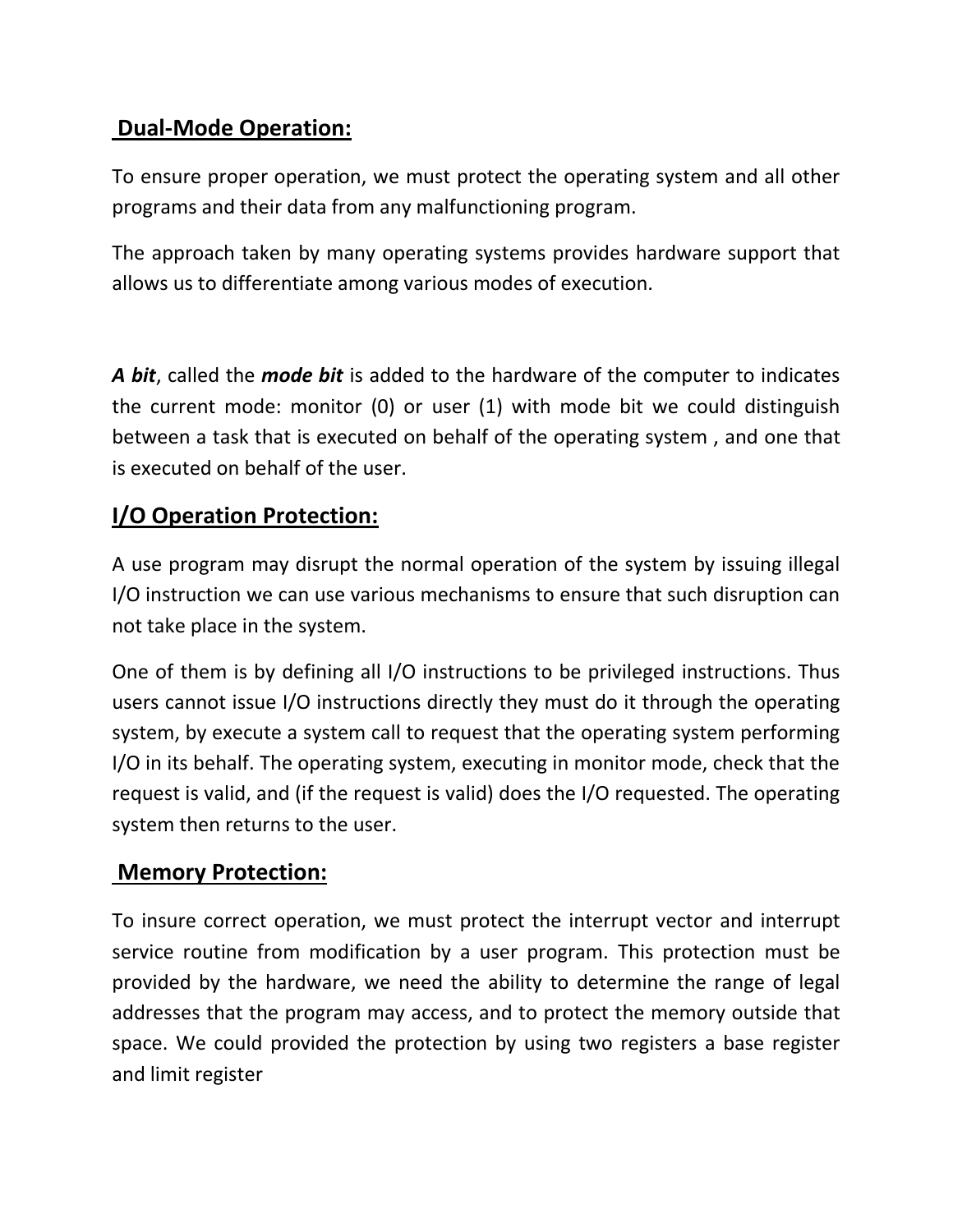## Dual-Mode Operation:

To ensure proper operation, we must protect the operating system and all other programs and their data from any malfunctioning program.

The approach taken by many operating systems provides hardware support that allows us to differentiate among various modes of execution.

***A bit***, called the ***mode bit*** is added to the hardware of the computer to indicates the current mode: monitor (0) or user (1) with mode bit we could distinguish between a task that is executed on behalf of the operating system , and one that is executed on behalf of the user.

## I/O Operation Protection:

A use program may disrupt the normal operation of the system by issuing illegal I/O instruction we can use various mechanisms to ensure that such disruption can not take place in the system.

One of them is by defining all I/O instructions to be privileged instructions. Thus users cannot issue I/O instructions directly they must do it through the operating system, by execute a system call to request that the operating system performing I/O in its behalf. The operating system, executing in monitor mode, check that the request is valid, and (if the request is valid) does the I/O requested. The operating system then returns to the user.

## Memory Protection:

To insure correct operation, we must protect the interrupt vector and interrupt service routine from modification by a user program. This protection must be provided by the hardware, we need the ability to determine the range of legal addresses that the program may access, and to protect the memory outside that space. We could provided the protection by using two registers a base register and limit register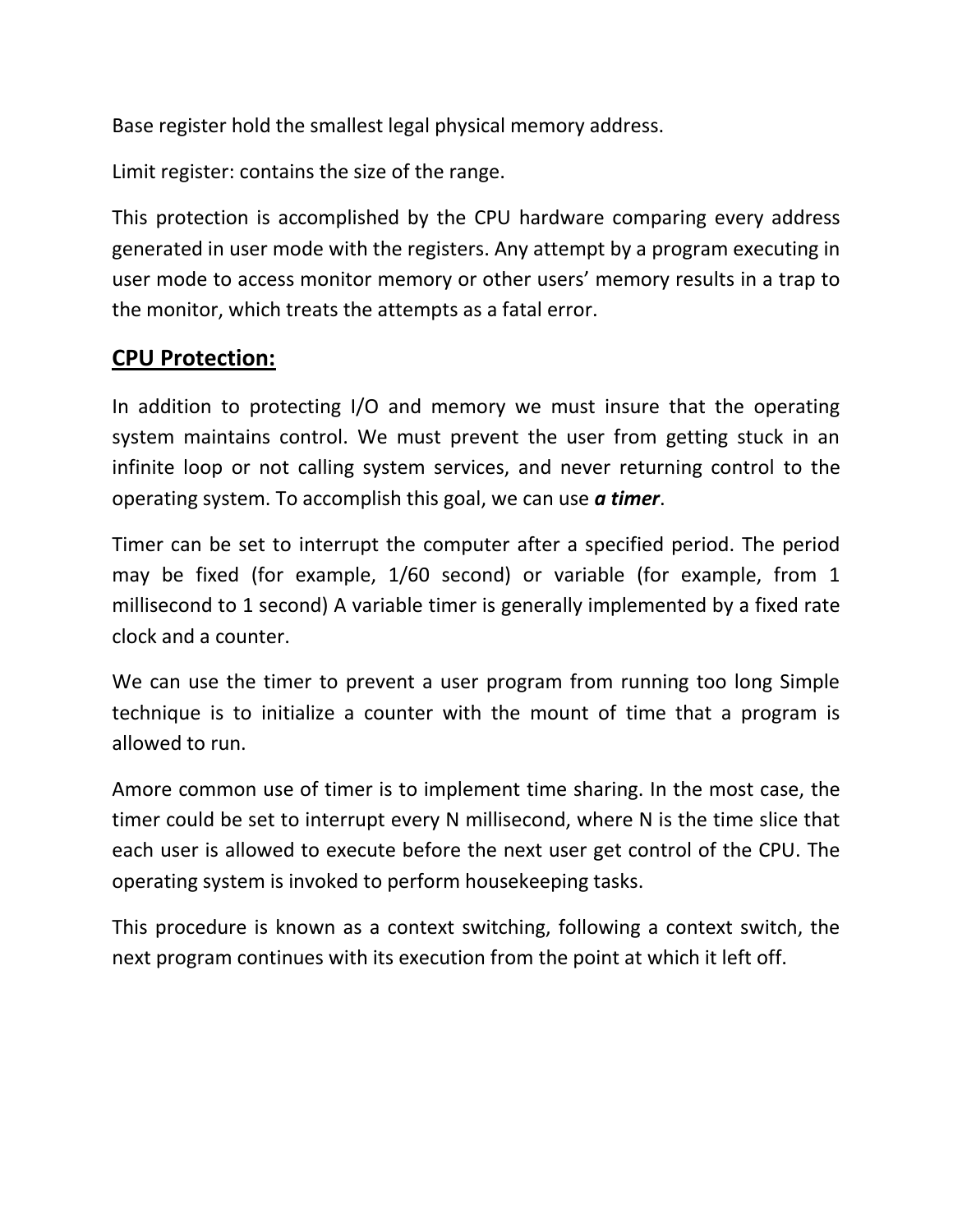Base register hold the smallest legal physical memory address.

Limit register: contains the size of the range.

This protection is accomplished by the CPU hardware comparing every address generated in user mode with the registers. Any attempt by a program executing in user mode to access monitor memory or other users' memory results in a trap to the monitor, which treats the attempts as a fatal error.

## CPU Protection:

In addition to protecting I/O and memory we must insure that the operating system maintains control. We must prevent the user from getting stuck in an infinite loop or not calling system services, and never returning control to the operating system. To accomplish this goal, we can use ***a timer***.

Timer can be set to interrupt the computer after a specified period. The period may be fixed (for example, 1/60 second) or variable (for example, from 1 millisecond to 1 second) A variable timer is generally implemented by a fixed rate clock and a counter.

We can use the timer to prevent a user program from running too long Simple technique is to initialize a counter with the mount of time that a program is allowed to run.

Amore common use of timer is to implement time sharing. In the most case, the timer could be set to interrupt every N millisecond, where N is the time slice that each user is allowed to execute before the next user get control of the CPU. The operating system is invoked to perform housekeeping tasks.

This procedure is known as a context switching, following a context switch, the next program continues with its execution from the point at which it left off.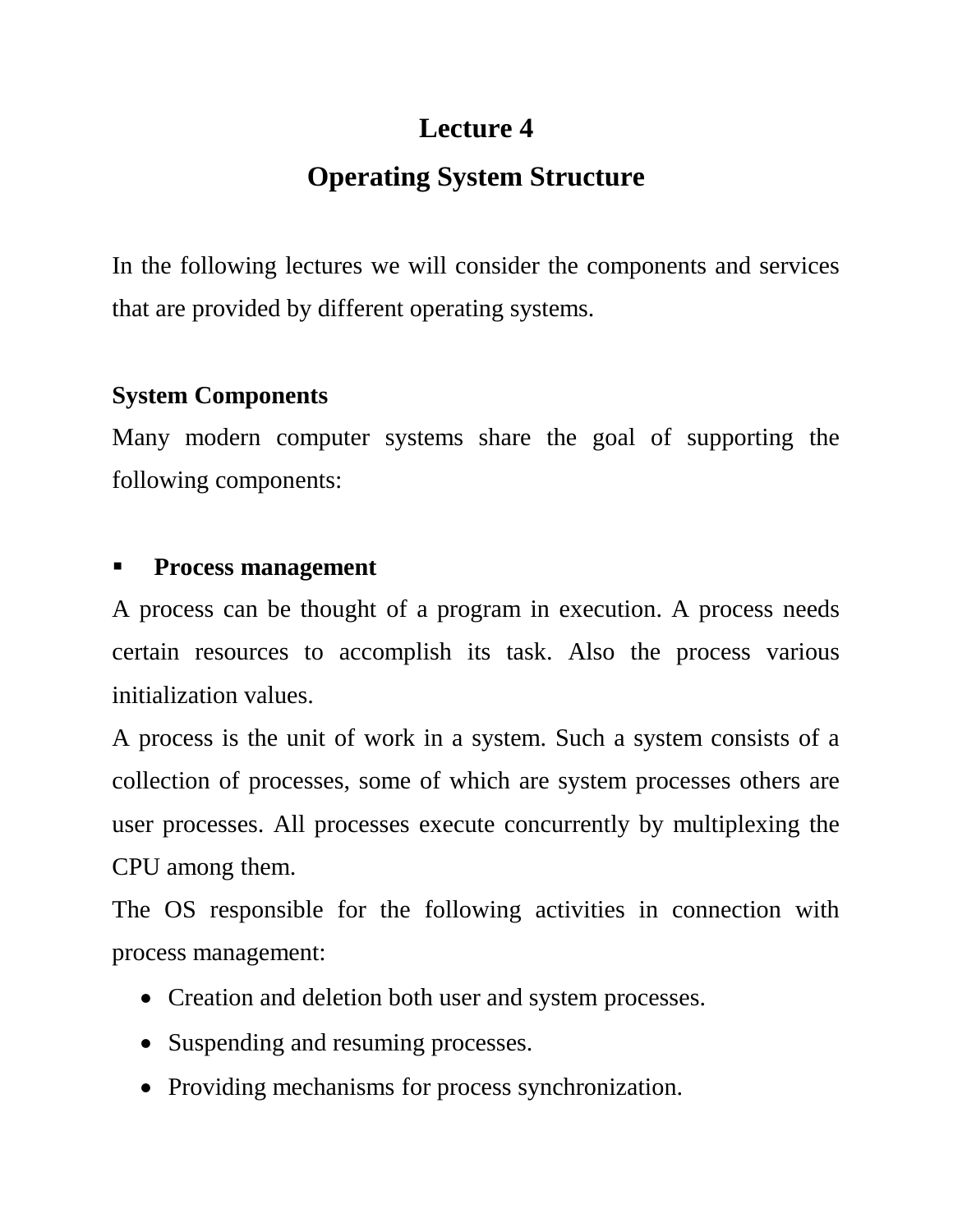# Lecture 4

# Operating System Structure

In the following lectures we will consider the components and services that are provided by different operating systems.

**System Components**

Many modern computer systems share the goal of supporting the following components:

- **Process management**

A process can be thought of a program in execution. A process needs certain resources to accomplish its task. Also the process various initialization values.

A process is the unit of work in a system. Such a system consists of a collection of processes, some of which are system processes others are user processes. All processes execute concurrently by multiplexing the CPU among them.

The OS responsible for the following activities in connection with process management:

- Creation and deletion both user and system processes.
- Suspending and resuming processes.
- Providing mechanisms for process synchronization.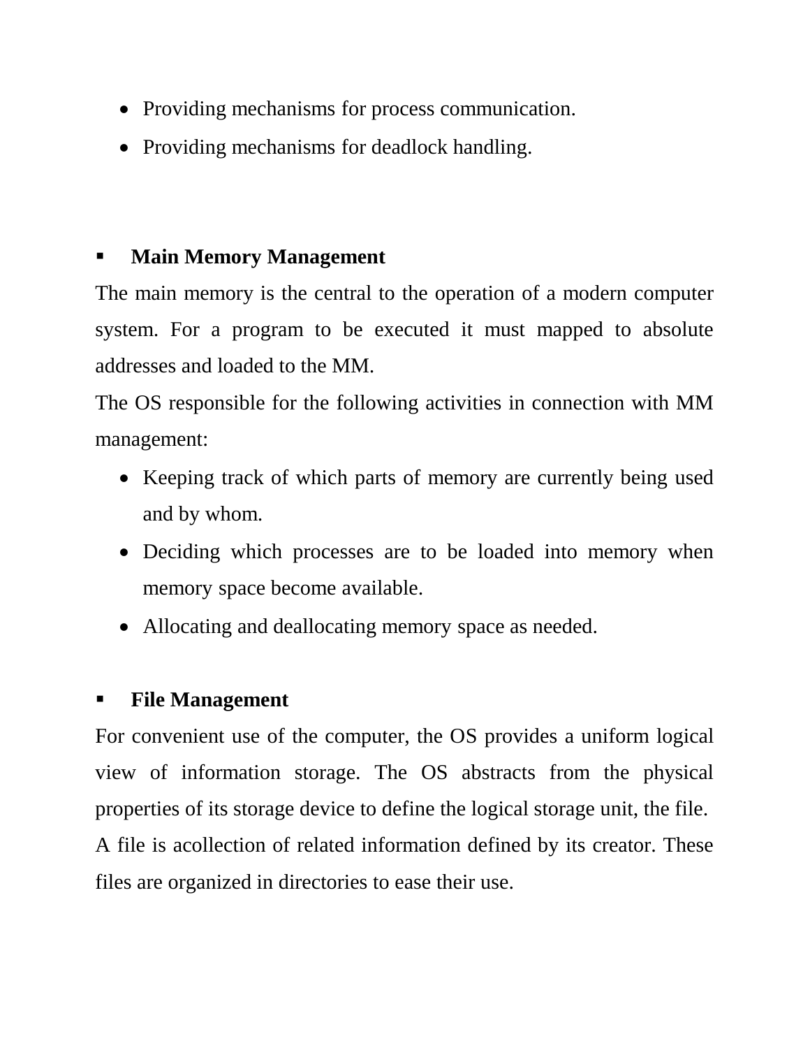- Providing mechanisms for process communication.
- Providing mechanisms for deadlock handling.

- **Main Memory Management**

The main memory is the central to the operation of a modern computer system. For a program to be executed it must mapped to absolute addresses and loaded to the MM.

The OS responsible for the following activities in connection with MM management:

- Keeping track of which parts of memory are currently being used and by whom.
- Deciding which processes are to be loaded into memory when memory space become available.
- Allocating and deallocating memory space as needed.

- **File Management**

For convenient use of the computer, the OS provides a uniform logical view of information storage. The OS abstracts from the physical properties of its storage device to define the logical storage unit, the file.

A file is acollection of related information defined by its creator. These files are organized in directories to ease their use.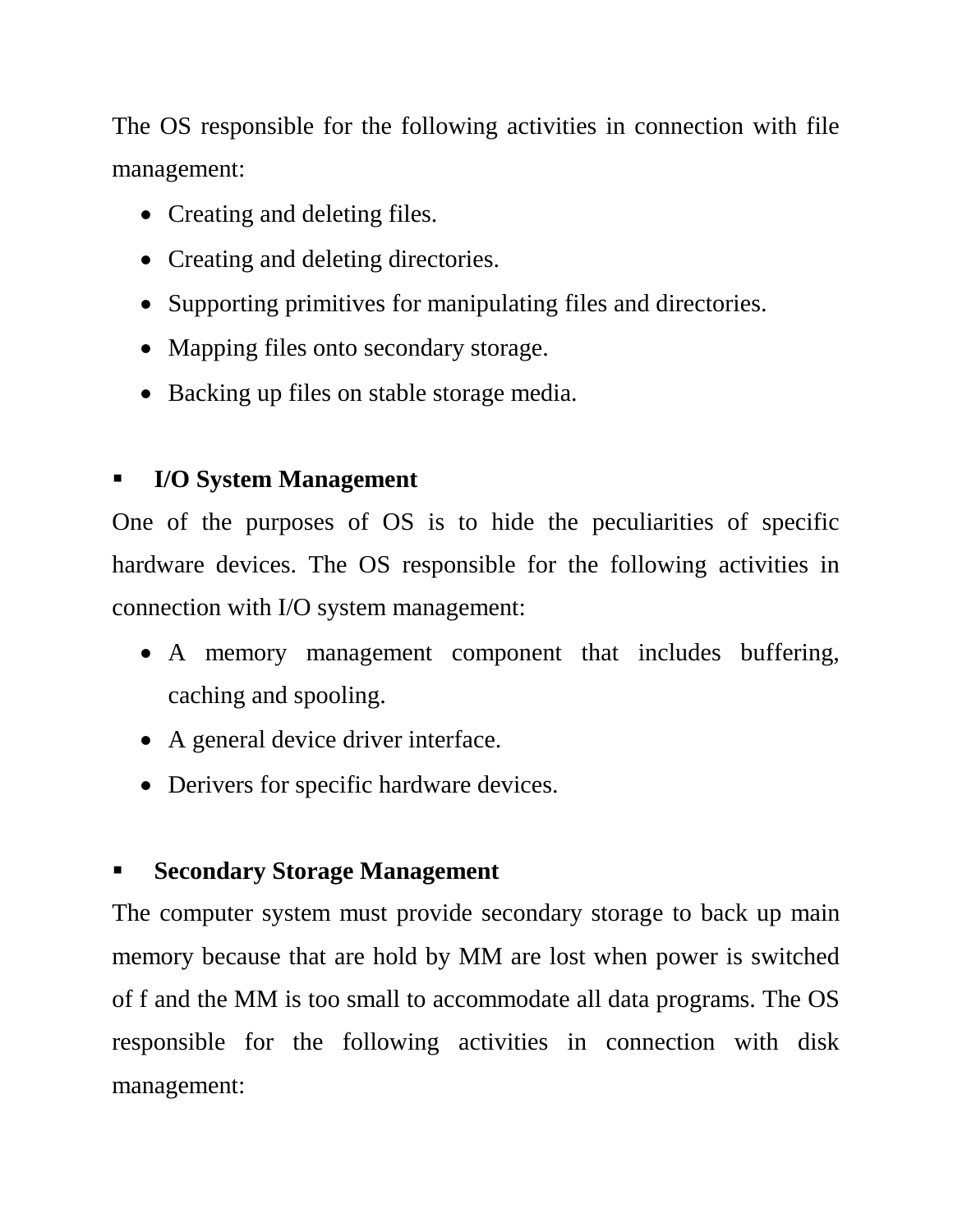The OS responsible for the following activities in connection with file management:

- Creating and deleting files.
- Creating and deleting directories.
- Supporting primitives for manipulating files and directories.
- Mapping files onto secondary storage.
- Backing up files on stable storage media.

- **I/O System Management**

One of the purposes of OS is to hide the peculiarities of specific hardware devices. The OS responsible for the following activities in connection with I/O system management:

- A memory management component that includes buffering, caching and spooling.
- A general device driver interface.
- Derivers for specific hardware devices.

- **Secondary Storage Management**

The computer system must provide secondary storage to back up main memory because that are hold by MM are lost when power is switched of f and the MM is too small to accommodate all data programs. The OS responsible for the following activities in connection with disk management: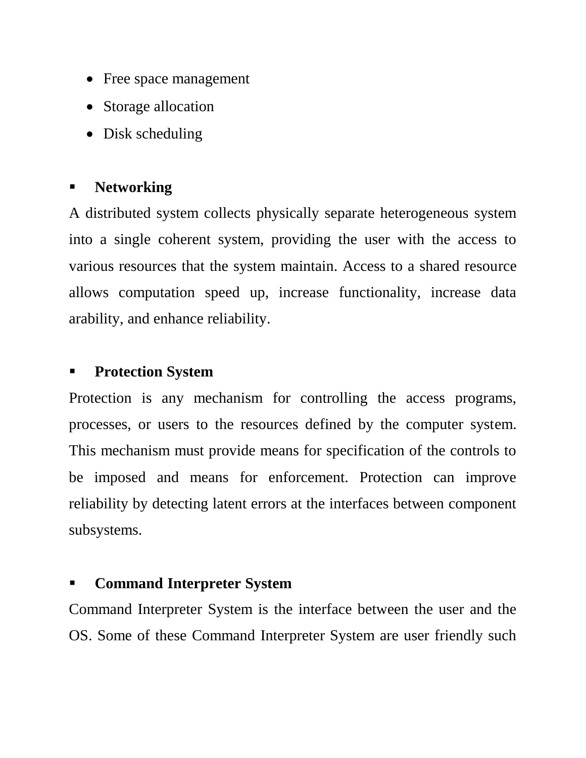- Free space management
- Storage allocation
- Disk scheduling

- **Networking**

A distributed system collects physically separate heterogeneous system into a single coherent system, providing the user with the access to various resources that the system maintain. Access to a shared resource allows computation speed up, increase functionality, increase data arability, and enhance reliability.

- **Protection System**

Protection is any mechanism for controlling the access programs, processes, or users to the resources defined by the computer system. This mechanism must provide means for specification of the controls to be imposed and means for enforcement. Protection can improve reliability by detecting latent errors at the interfaces between component subsystems.

- **Command Interpreter System**

Command Interpreter System is the interface between the user and the OS. Some of these Command Interpreter System are user friendly such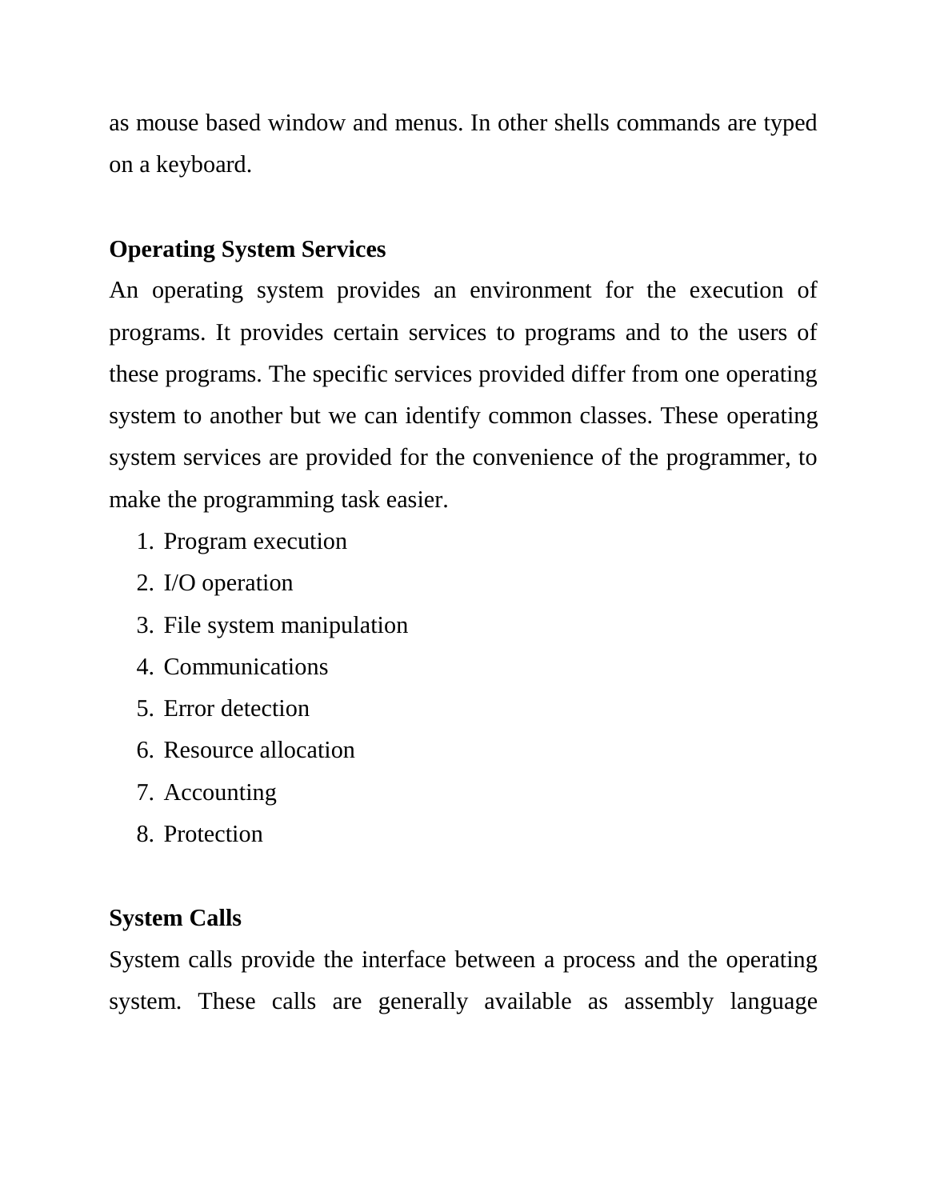as mouse based window and menus. In other shells commands are typed on a keyboard.

**Operating System Services**

An operating system provides an environment for the execution of programs. It provides certain services to programs and to the users of these programs. The specific services provided differ from one operating system to another but we can identify common classes. These operating system services are provided for the convenience of the programmer, to make the programming task easier.

1. Program execution
2. I/O operation
3. File system manipulation
4. Communications
5. Error detection
6. Resource allocation
7. Accounting
8. Protection

**System Calls**

System calls provide the interface between a process and the operating system. These calls are generally available as assembly language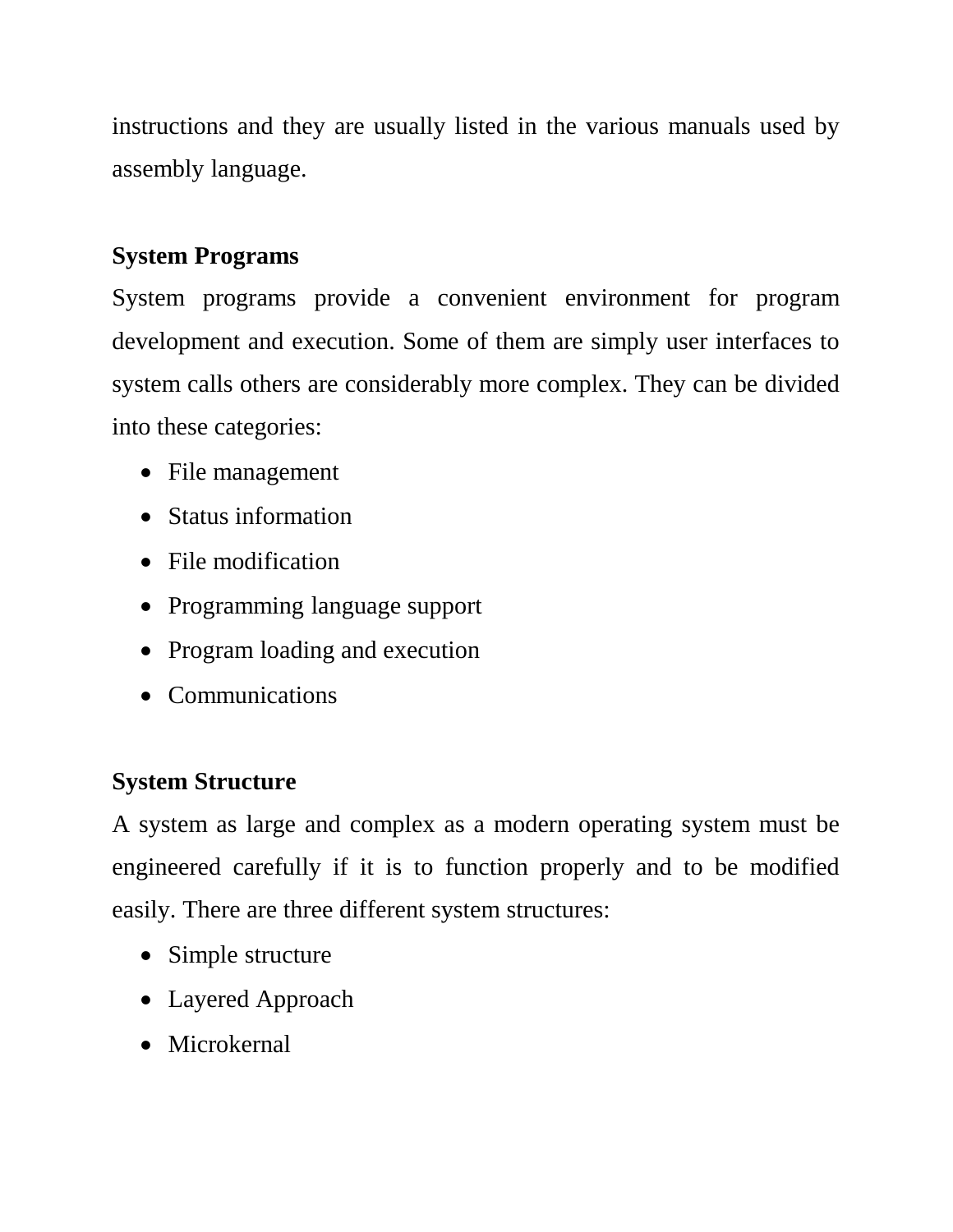instructions and they are usually listed in the various manuals used by assembly language.

**System Programs**

System programs provide a convenient environment for program development and execution. Some of them are simply user interfaces to system calls others are considerably more complex. They can be divided into these categories:

- File management
- Status information
- File modification
- Programming language support
- Program loading and execution
- Communications

**System Structure**

A system as large and complex as a modern operating system must be engineered carefully if it is to function properly and to be modified easily. There are three different system structures:

- Simple structure
- Layered Approach
- Microkernal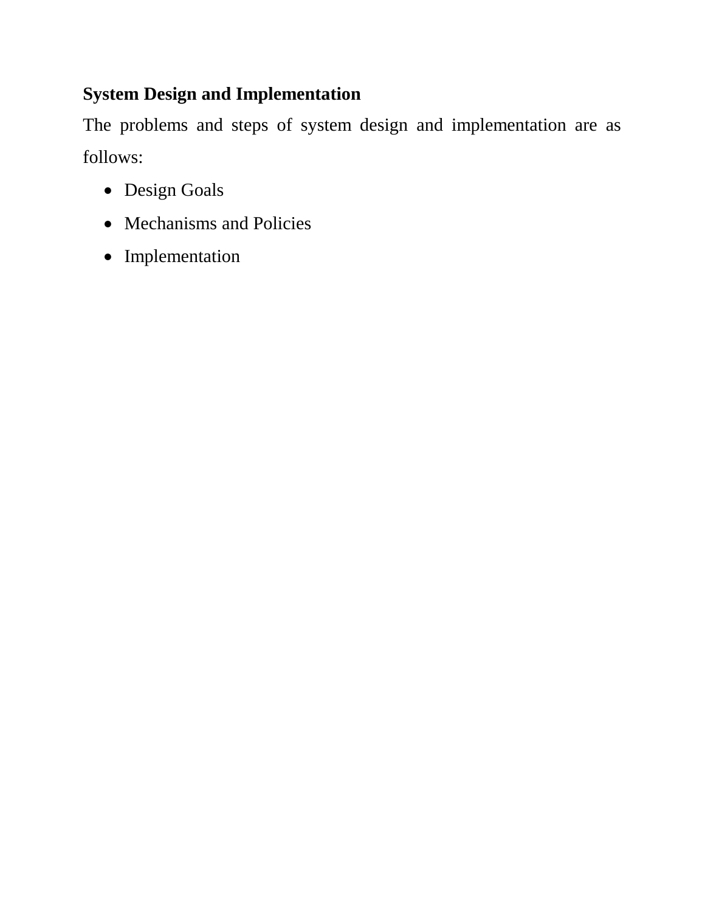**System Design and Implementation**

The problems and steps of system design and implementation are as follows:

- Design Goals
- Mechanisms and Policies
- Implementation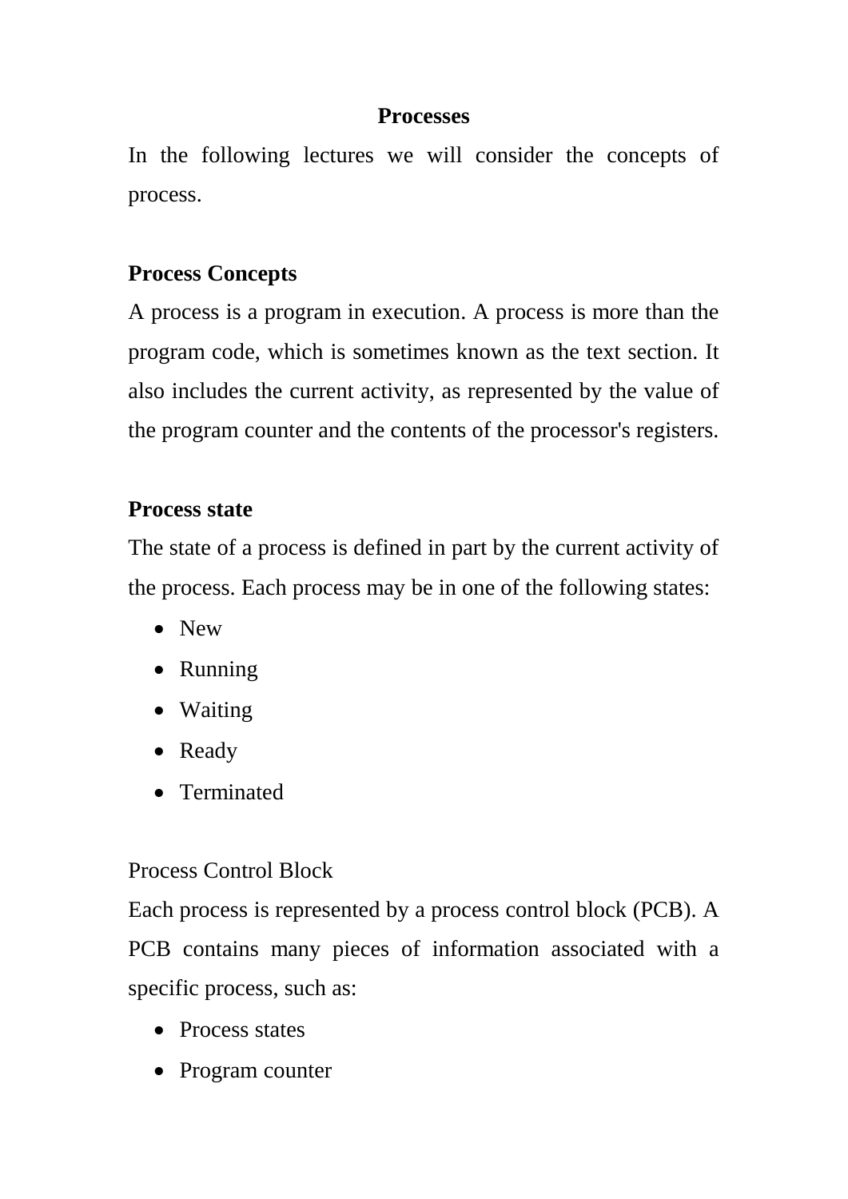## Processes

In the following lectures we will consider the concepts of process.

### Process Concepts

A process is a program in execution. A process is more than the program code, which is sometimes known as the text section. It also includes the current activity, as represented by the value of the program counter and the contents of the processor's registers.

### Process state

The state of a process is defined in part by the current activity of the process. Each process may be in one of the following states:

- New
- Running
- Waiting
- Ready
- Terminated

Process Control Block

Each process is represented by a process control block (PCB). A PCB contains many pieces of information associated with a specific process, such as:

- Process states
- Program counter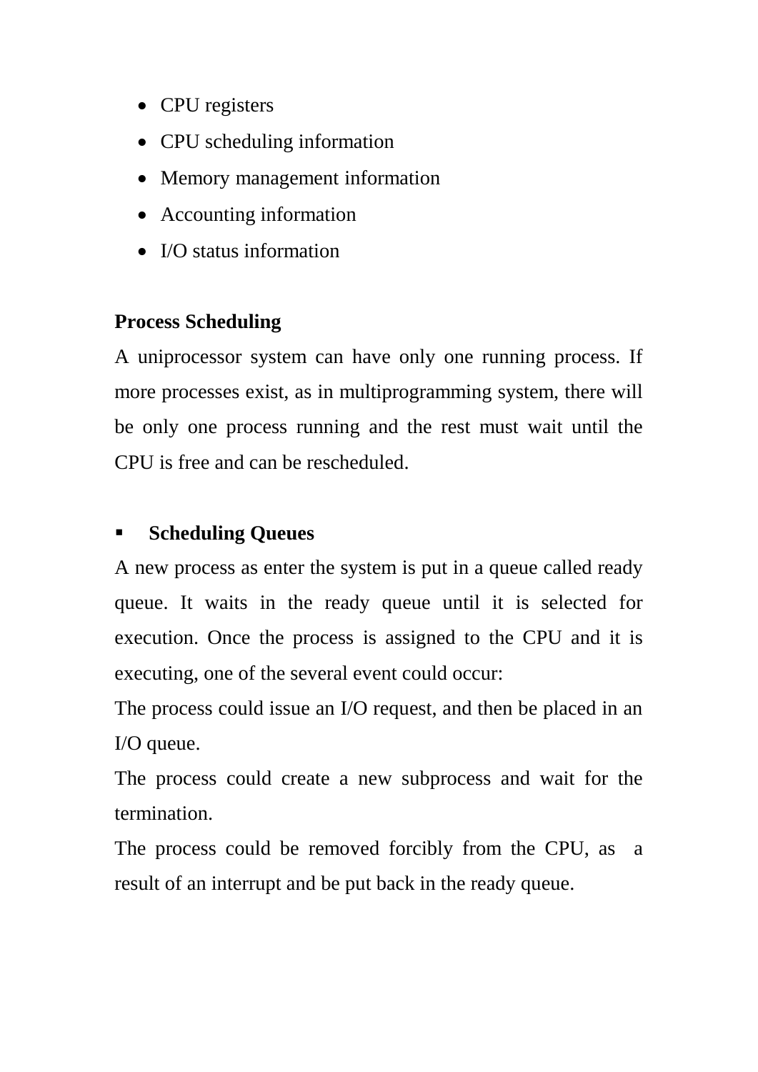- CPU registers
- CPU scheduling information
- Memory management information
- Accounting information
- I/O status information

**Process Scheduling**

A uniprocessor system can have only one running process. If more processes exist, as in multiprogramming system, there will be only one process running and the rest must wait until the CPU is free and can be rescheduled.

- **Scheduling Queues**

A new process as enter the system is put in a queue called ready queue. It waits in the ready queue until it is selected for execution. Once the process is assigned to the CPU and it is executing, one of the several event could occur:

The process could issue an I/O request, and then be placed in an I/O queue.

The process could create a new subprocess and wait for the termination.

The process could be removed forcibly from the CPU, as a result of an interrupt and be put back in the ready queue.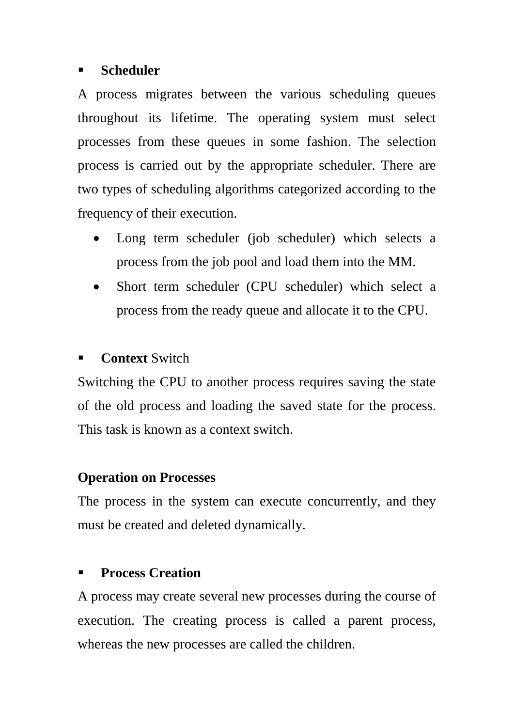- **Scheduler**

A process migrates between the various scheduling queues throughout its lifetime. The operating system must select processes from these queues in some fashion. The selection process is carried out by the appropriate scheduler. There are two types of scheduling algorithms categorized according to the frequency of their execution.

- Long term scheduler (job scheduler) which selects a process from the job pool and load them into the MM.
- Short term scheduler (CPU scheduler) which select a process from the ready queue and allocate it to the CPU.

- **Context** Switch

Switching the CPU to another process requires saving the state of the old process and loading the saved state for the process. This task is known as a context switch.

**Operation on Processes**

The process in the system can execute concurrently, and they must be created and deleted dynamically.

- **Process Creation**

A process may create several new processes during the course of execution. The creating process is called a parent process, whereas the new processes are called the children.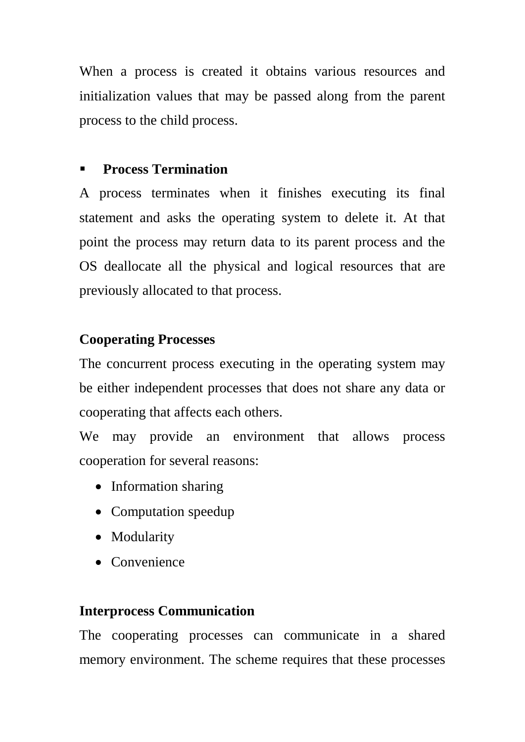When a process is created it obtains various resources and initialization values that may be passed along from the parent process to the child process.

- **Process Termination**

A process terminates when it finishes executing its final statement and asks the operating system to delete it. At that point the process may return data to its parent process and the OS deallocate all the physical and logical resources that are previously allocated to that process.

**Cooperating Processes**

The concurrent process executing in the operating system may be either independent processes that does not share any data or cooperating that affects each others.

We may provide an environment that allows process cooperation for several reasons:

- Information sharing
- Computation speedup
- Modularity
- Convenience

**Interprocess Communication**

The cooperating processes can communicate in a shared memory environment. The scheme requires that these processes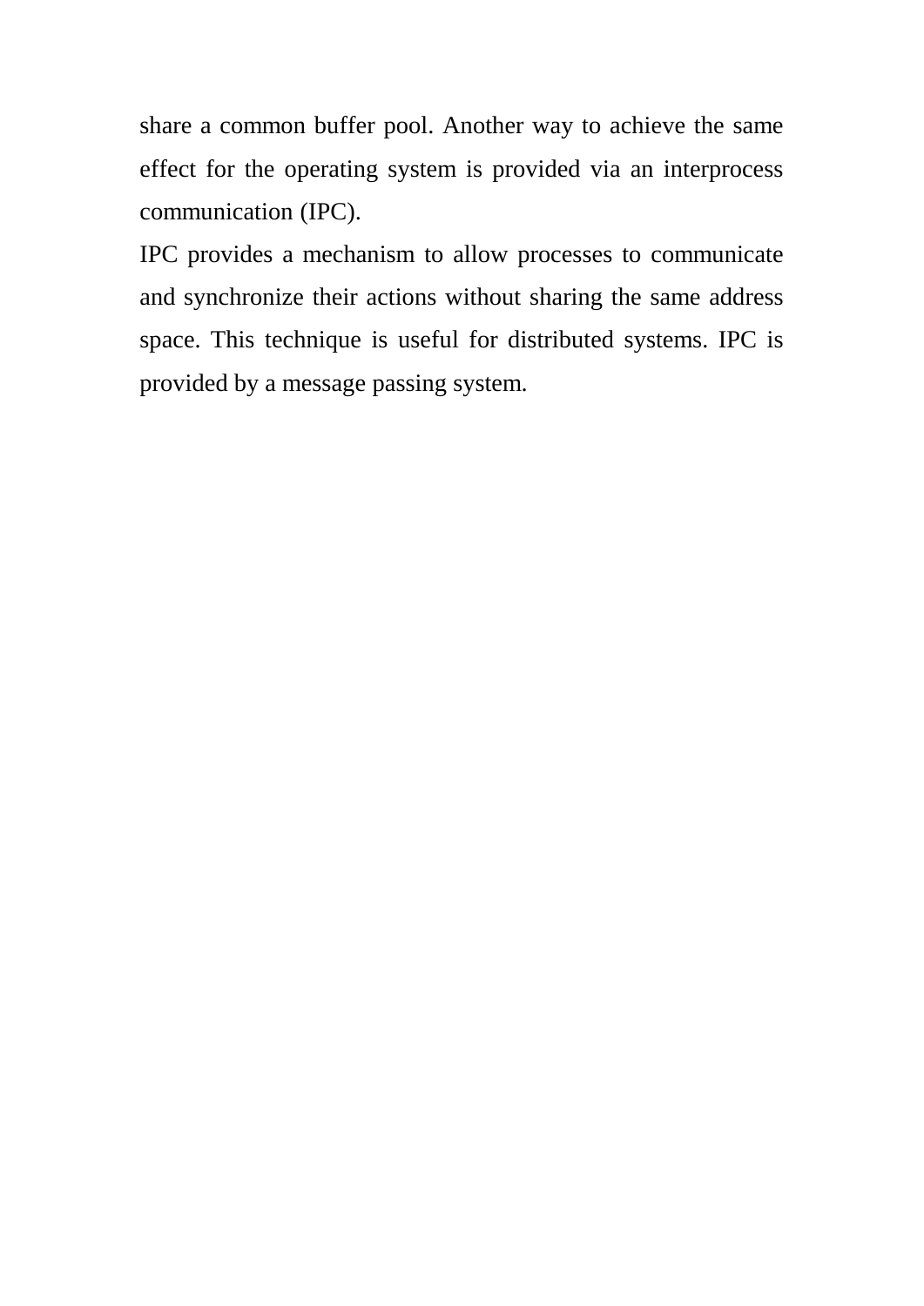share a common buffer pool. Another way to achieve the same effect for the operating system is provided via an interprocess communication (IPC).

IPC provides a mechanism to allow processes to communicate and synchronize their actions without sharing the same address space. This technique is useful for distributed systems. IPC is provided by a message passing system.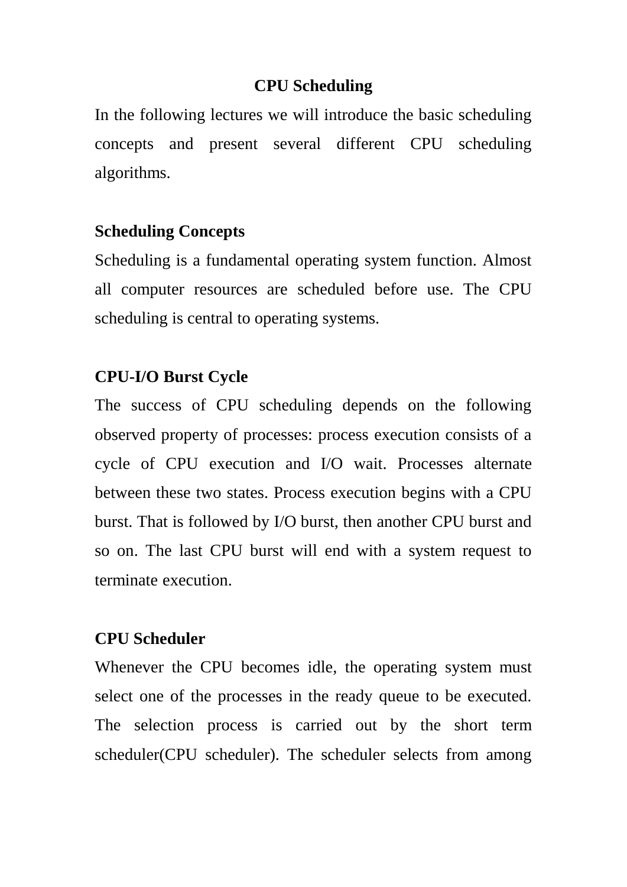# CPU Scheduling

In the following lectures we will introduce the basic scheduling concepts and present several different CPU scheduling algorithms.

## Scheduling Concepts

Scheduling is a fundamental operating system function. Almost all computer resources are scheduled before use. The CPU scheduling is central to operating systems.

## CPU-I/O Burst Cycle

The success of CPU scheduling depends on the following observed property of processes: process execution consists of a cycle of CPU execution and I/O wait. Processes alternate between these two states. Process execution begins with a CPU burst. That is followed by I/O burst, then another CPU burst and so on. The last CPU burst will end with a system request to terminate execution.

## CPU Scheduler

Whenever the CPU becomes idle, the operating system must select one of the processes in the ready queue to be executed. The selection process is carried out by the short term scheduler(CPU scheduler). The scheduler selects from among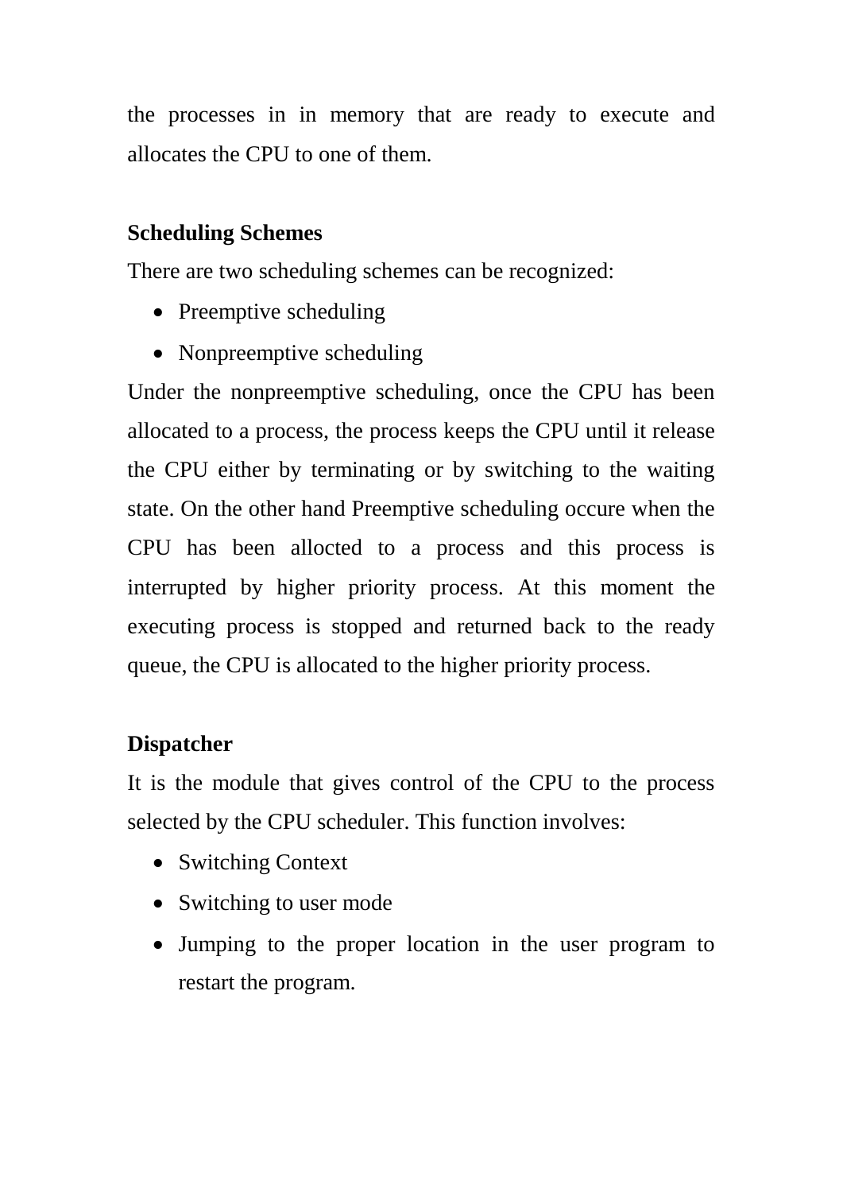the processes in in memory that are ready to execute and allocates the CPU to one of them.

**Scheduling Schemes**

There are two scheduling schemes can be recognized:

- Preemptive scheduling
- Nonpreemptive scheduling

Under the nonpreemptive scheduling, once the CPU has been allocated to a process, the process keeps the CPU until it release the CPU either by terminating or by switching to the waiting state. On the other hand Preemptive scheduling occure when the CPU has been allocted to a process and this process is interrupted by higher priority process. At this moment the executing process is stopped and returned back to the ready queue, the CPU is allocated to the higher priority process.

**Dispatcher**

It is the module that gives control of the CPU to the process selected by the CPU scheduler. This function involves:

- Switching Context
- Switching to user mode
- Jumping to the proper location in the user program to restart the program.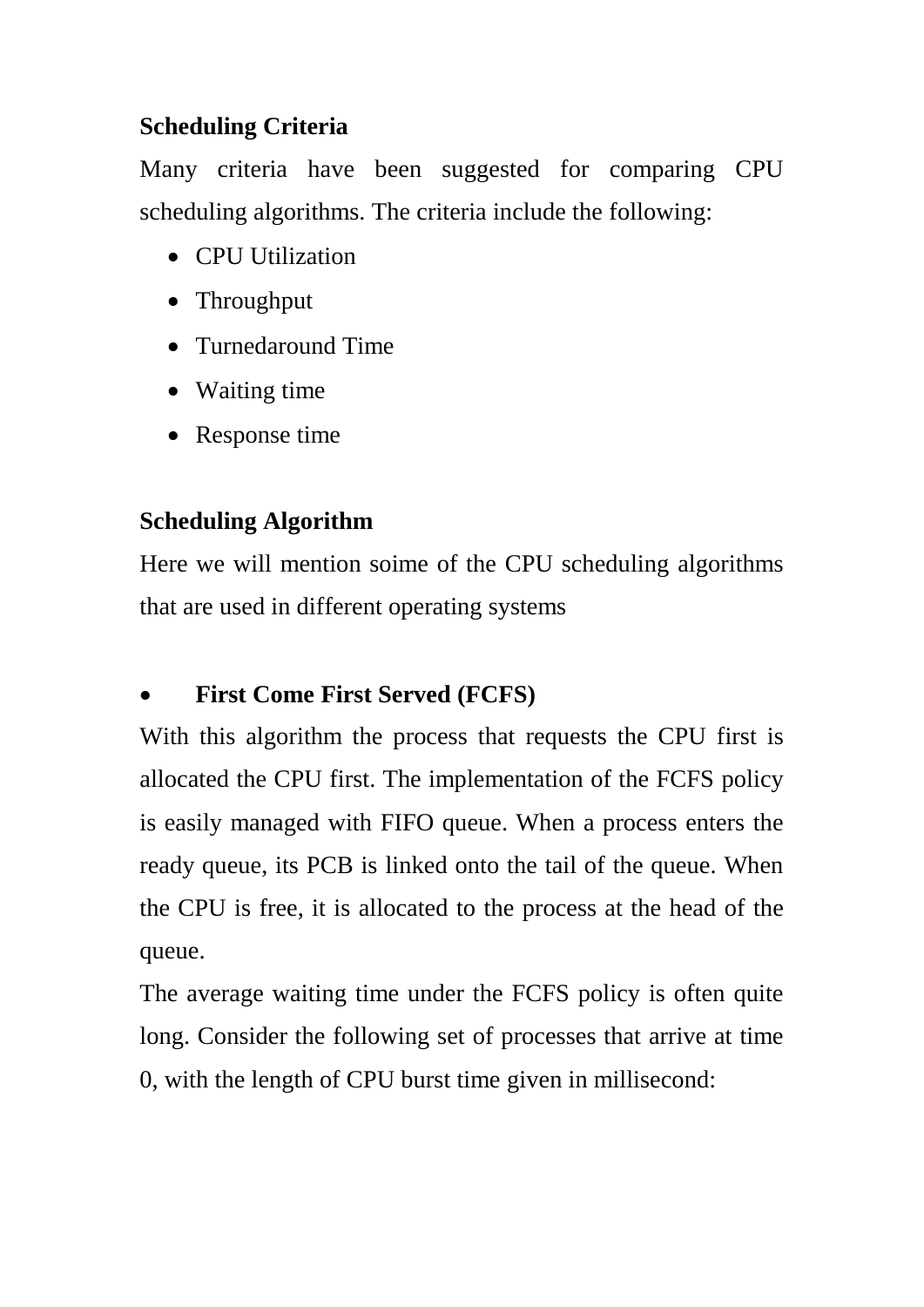**Scheduling Criteria**

Many criteria have been suggested for comparing CPU scheduling algorithms. The criteria include the following:

- CPU Utilization
- Throughput
- Turnedaround Time
- Waiting time
- Response time

**Scheduling Algorithm**

Here we will mention soime of the CPU scheduling algorithms that are used in different operating systems

- **First Come First Served (FCFS)**

With this algorithm the process that requests the CPU first is allocated the CPU first. The implementation of the FCFS policy is easily managed with FIFO queue. When a process enters the ready queue, its PCB is linked onto the tail of the queue. When the CPU is free, it is allocated to the process at the head of the queue.

The average waiting time under the FCFS policy is often quite long. Consider the following set of processes that arrive at time 0, with the length of CPU burst time given in millisecond: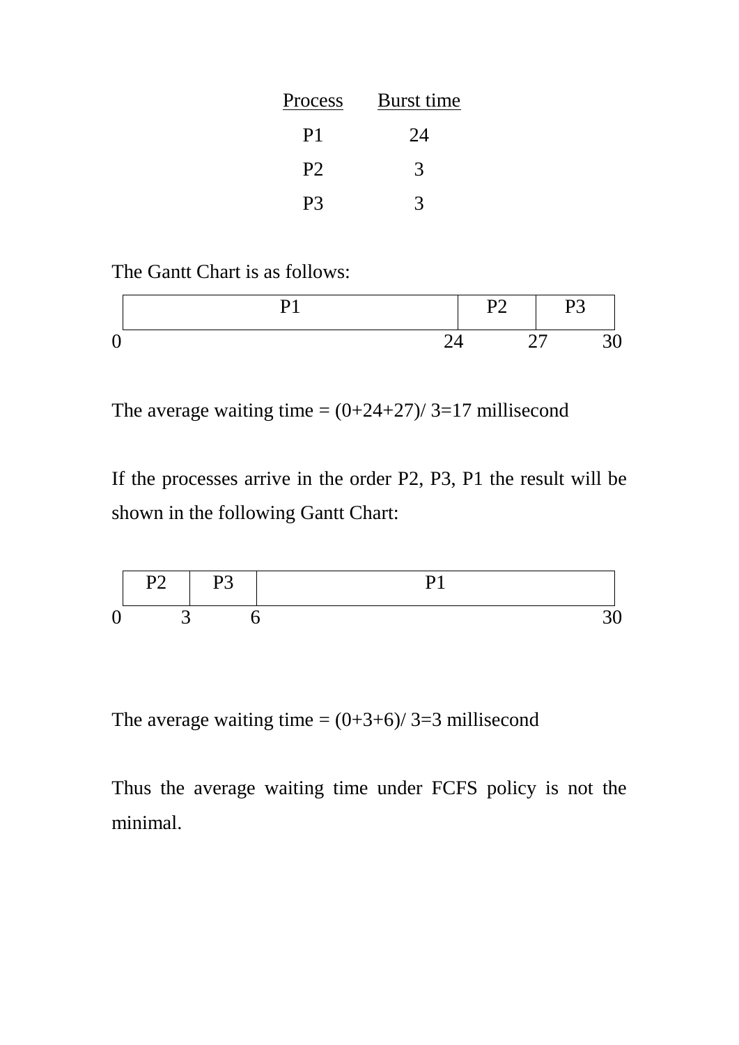| Process | Burst time |
|---|---|
| P1 | 24 |
| P2 | 3 |
| P3 | 3 |

The Gantt Chart is as follows:

| P1 | P2 | P3 |
|---|---|---|
| 0 – 24 | 24 – 27 | 27 – 30 |

The average waiting time = (0+24+27)/ 3=17 millisecond

If the processes arrive in the order P2, P3, P1 the result will be shown in the following Gantt Chart:

| P2 | P3 | P1 |
|---|---|---|
| 0 – 3 | 3 – 6 | 6 – 30 |

The average waiting time = (0+3+6)/ 3=3 millisecond

Thus the average waiting time under FCFS policy is not the minimal.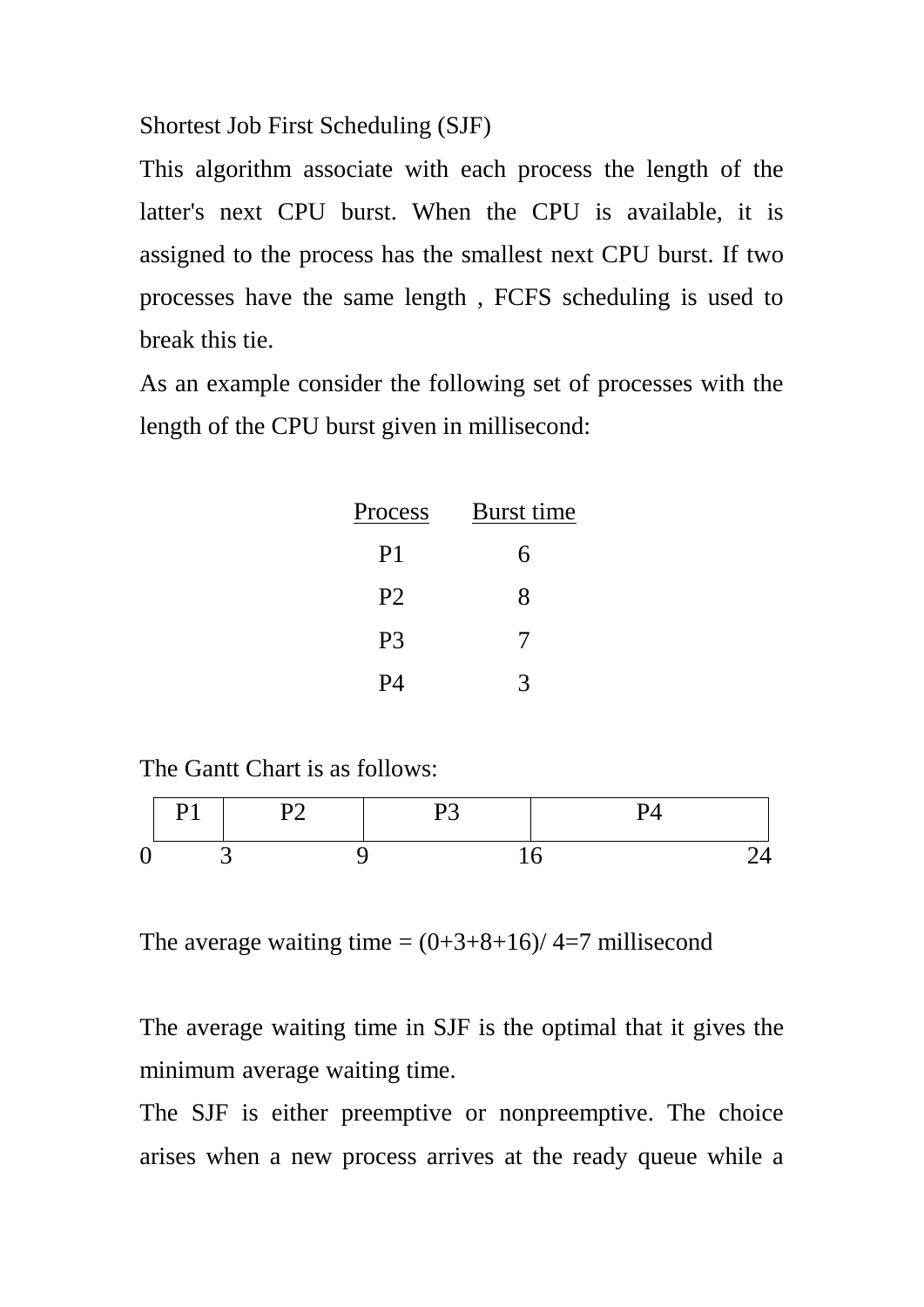Shortest Job First Scheduling (SJF)

This algorithm associate with each process the length of the latter's next CPU burst. When the CPU is available, it is assigned to the process has the smallest next CPU burst. If two processes have the same length , FCFS scheduling is used to break this tie.

As an example consider the following set of processes with the length of the CPU burst given in millisecond:

| Process | Burst time |
|---|---|
| P1 | 6 |
| P2 | 8 |
| P3 | 7 |
| P4 | 3 |

The Gantt Chart is as follows:

| P1 | P2 | P3 | P4 |
|---|---|---|---|

0 3 9 16 24

The average waiting time = (0+3+8+16)/ 4=7 millisecond

The average waiting time in SJF is the optimal that it gives the minimum average waiting time.

The SJF is either preemptive or nonpreemptive. The choice arises when a new process arrives at the ready queue while a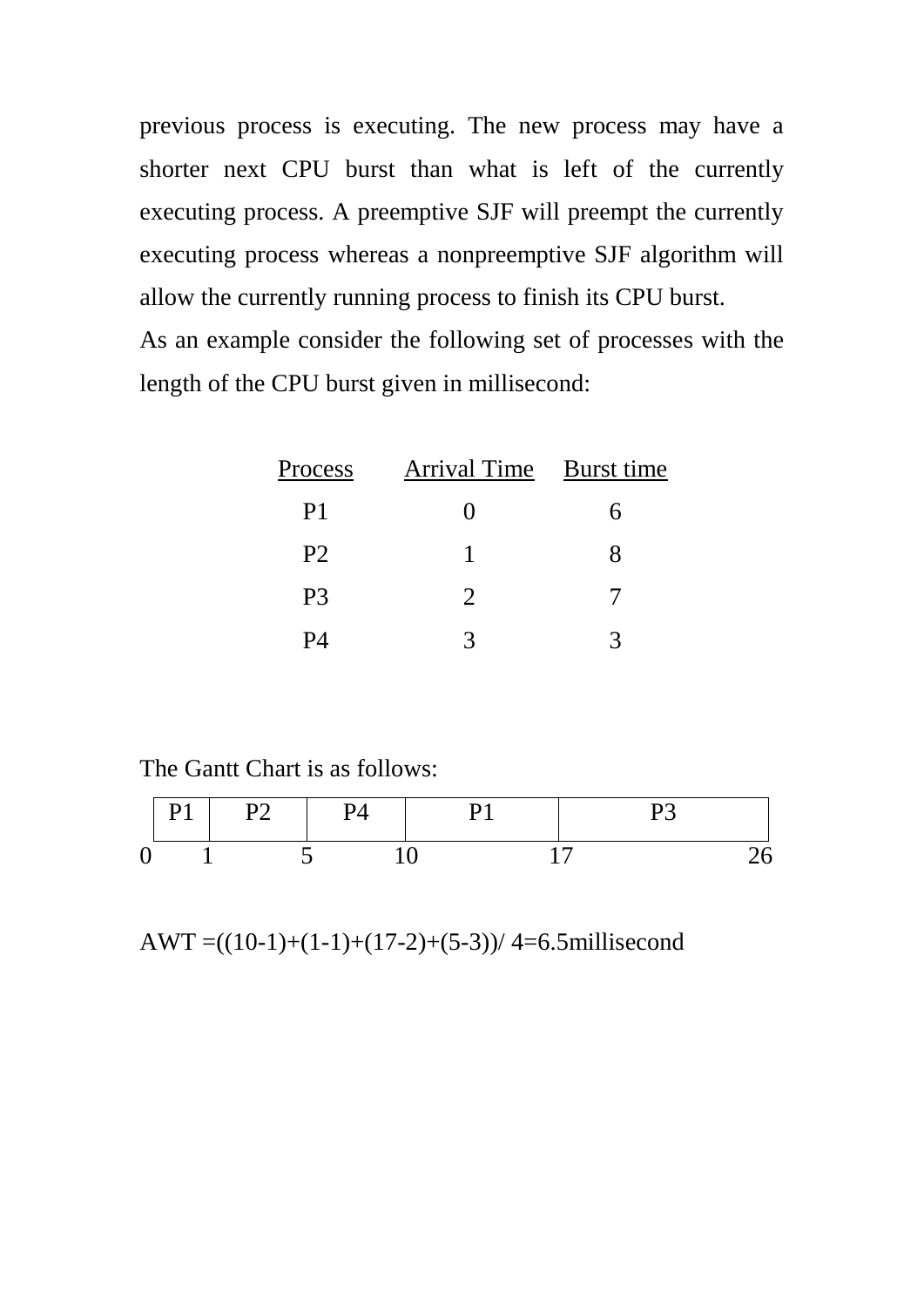previous process is executing. The new process may have a shorter next CPU burst than what is left of the currently executing process. A preemptive SJF will preempt the currently executing process whereas a nonpreemptive SJF algorithm will allow the currently running process to finish its CPU burst.

As an example consider the following set of processes with the length of the CPU burst given in millisecond:

| Process | Arrival Time | Burst time |
|---|---|---|
| P1 | 0 | 6 |
| P2 | 1 | 8 |
| P3 | 2 | 7 |
| P4 | 3 | 3 |

The Gantt Chart is as follows:

| P1 | P2 | P4 | P1 | P3 |
|---|---|---|---|---|

0 1 5 10 17 26

AWT =((10-1)+(1-1)+(17-2)+(5-3))/ 4=6.5millisecond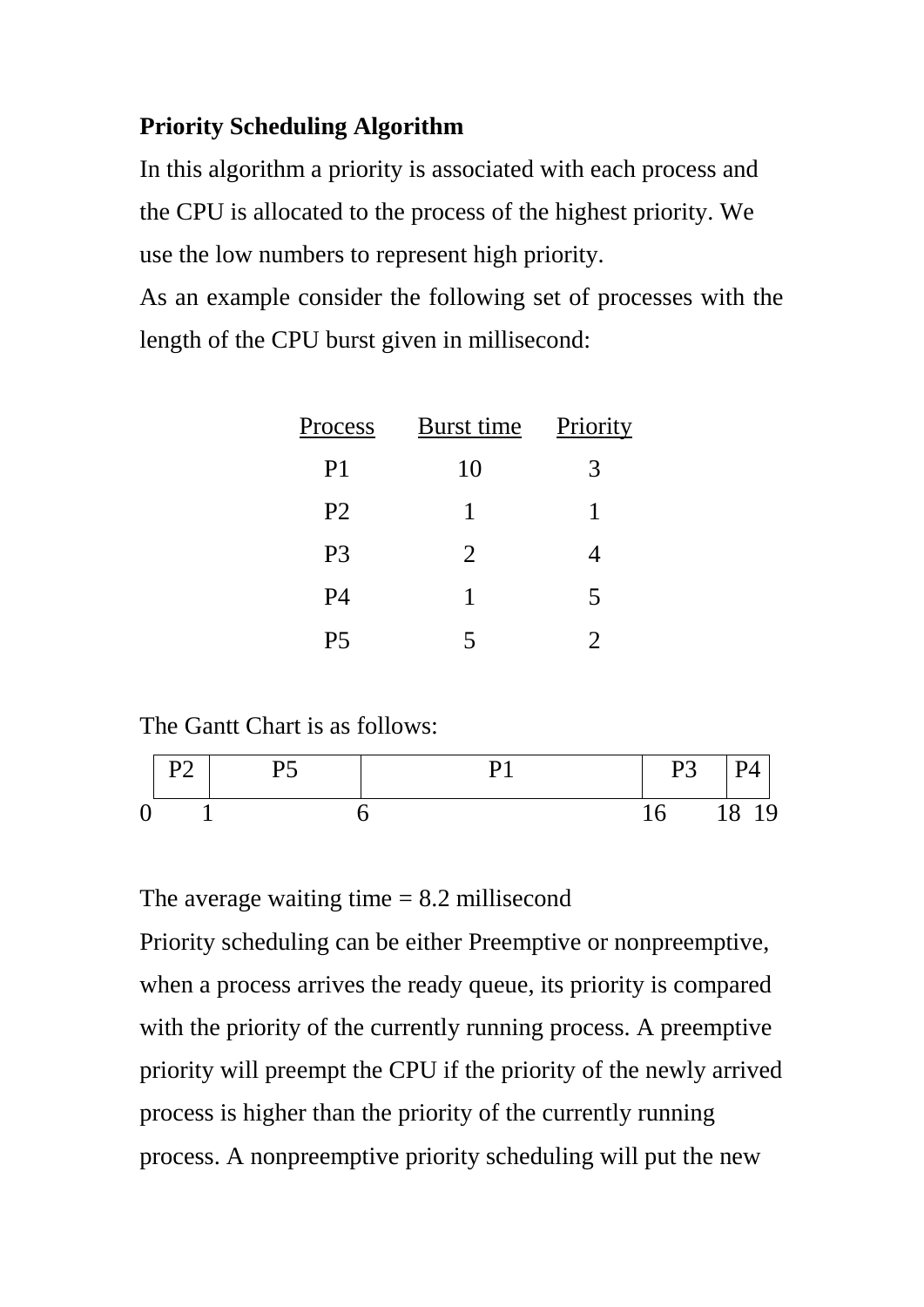**Priority Scheduling Algorithm**

In this algorithm a priority is associated with each process and the CPU is allocated to the process of the highest priority. We use the low numbers to represent high priority.

As an example consider the following set of processes with the length of the CPU burst given in millisecond:

| Process | Burst time | Priority |
|---|---|---|
| P1 | 10 | 3 |
| P2 | 1 | 1 |
| P3 | 2 | 4 |
| P4 | 1 | 5 |
| P5 | 5 | 2 |

The Gantt Chart is as follows:

| P2 | P5 | P1 | P3 | P4 |
|---|---|---|---|---|
| 0 – 1 | 1 – 6 | 6 – 16 | 16 – 18 | 18 – 19 |

The average waiting time = 8.2 millisecond

Priority scheduling can be either Preemptive or nonpreemptive, when a process arrives the ready queue, its priority is compared with the priority of the currently running process. A preemptive priority will preempt the CPU if the priority of the newly arrived process is higher than the priority of the currently running process. A nonpreemptive priority scheduling will put the new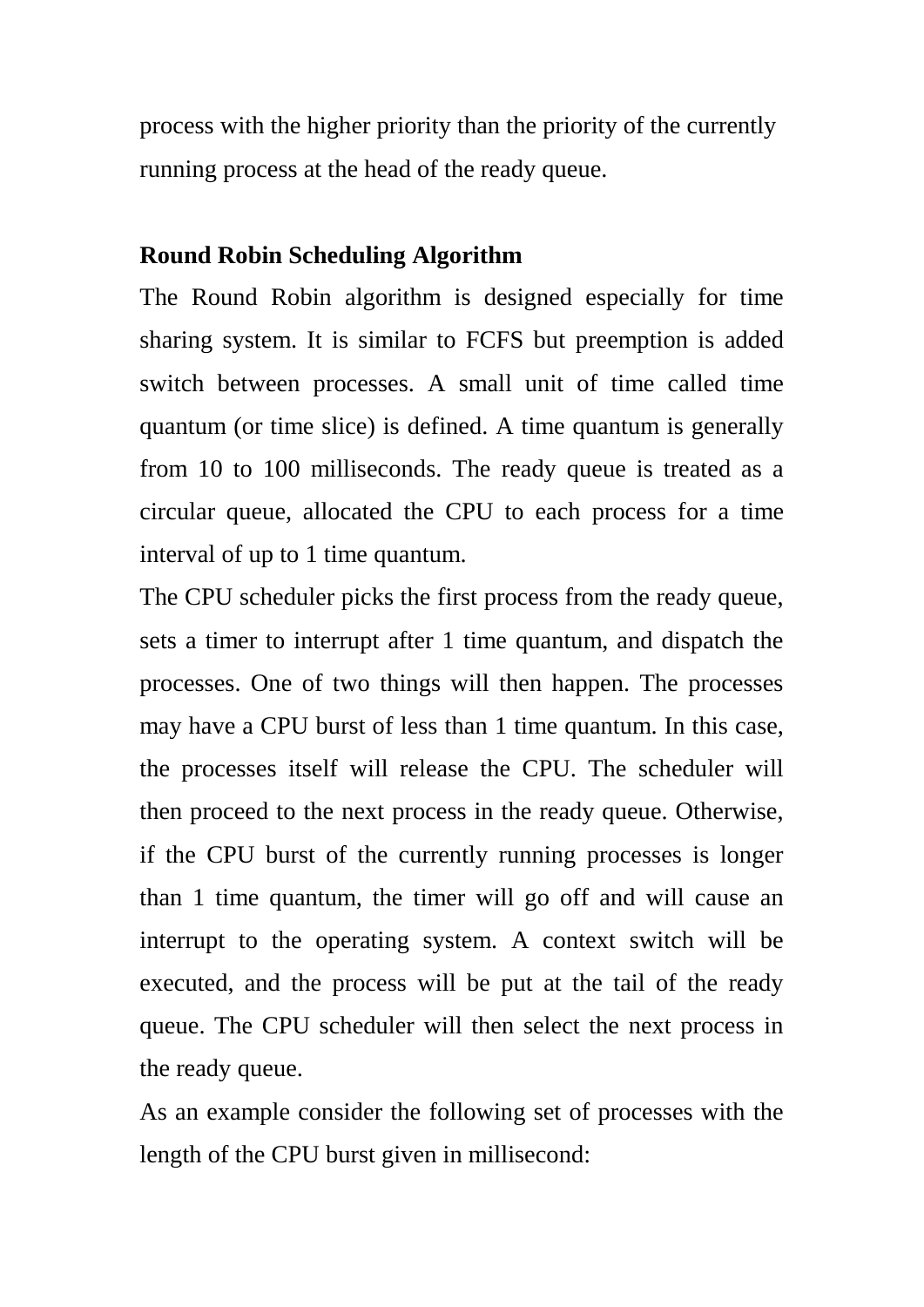process with the higher priority than the priority of the currently running process at the head of the ready queue.

**Round Robin Scheduling Algorithm**

The Round Robin algorithm is designed especially for time sharing system. It is similar to FCFS but preemption is added switch between processes. A small unit of time called time quantum (or time slice) is defined. A time quantum is generally from 10 to 100 milliseconds. The ready queue is treated as a circular queue, allocated the CPU to each process for a time interval of up to 1 time quantum.

The CPU scheduler picks the first process from the ready queue, sets a timer to interrupt after 1 time quantum, and dispatch the processes. One of two things will then happen. The processes may have a CPU burst of less than 1 time quantum. In this case, the processes itself will release the CPU. The scheduler will then proceed to the next process in the ready queue. Otherwise, if the CPU burst of the currently running processes is longer than 1 time quantum, the timer will go off and will cause an interrupt to the operating system. A context switch will be executed, and the process will be put at the tail of the ready queue. The CPU scheduler will then select the next process in the ready queue.

As an example consider the following set of processes with the length of the CPU burst given in millisecond: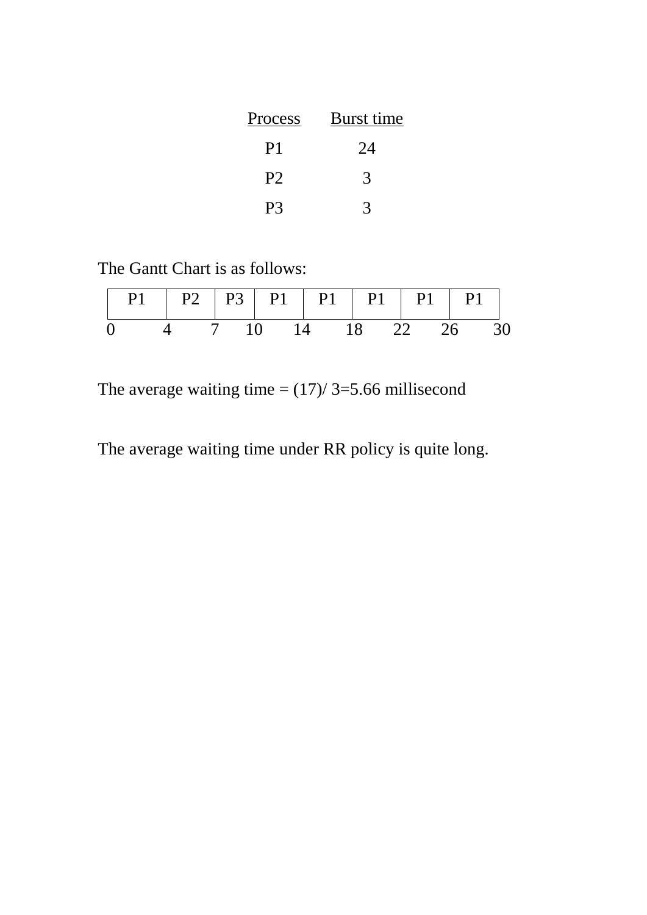| Process | Burst time |
|---|---|
| P1 | 24 |
| P2 | 3 |
| P3 | 3 |

The Gantt Chart is as follows:

| P1 | P2 | P3 | P1 | P1 | P1 | P1 | P1 |
|---|---|---|---|---|---|---|---|

0 4 7 10 14 18 22 26 30

The average waiting time = (17)/ 3=5.66 millisecond

The average waiting time under RR policy is quite long.